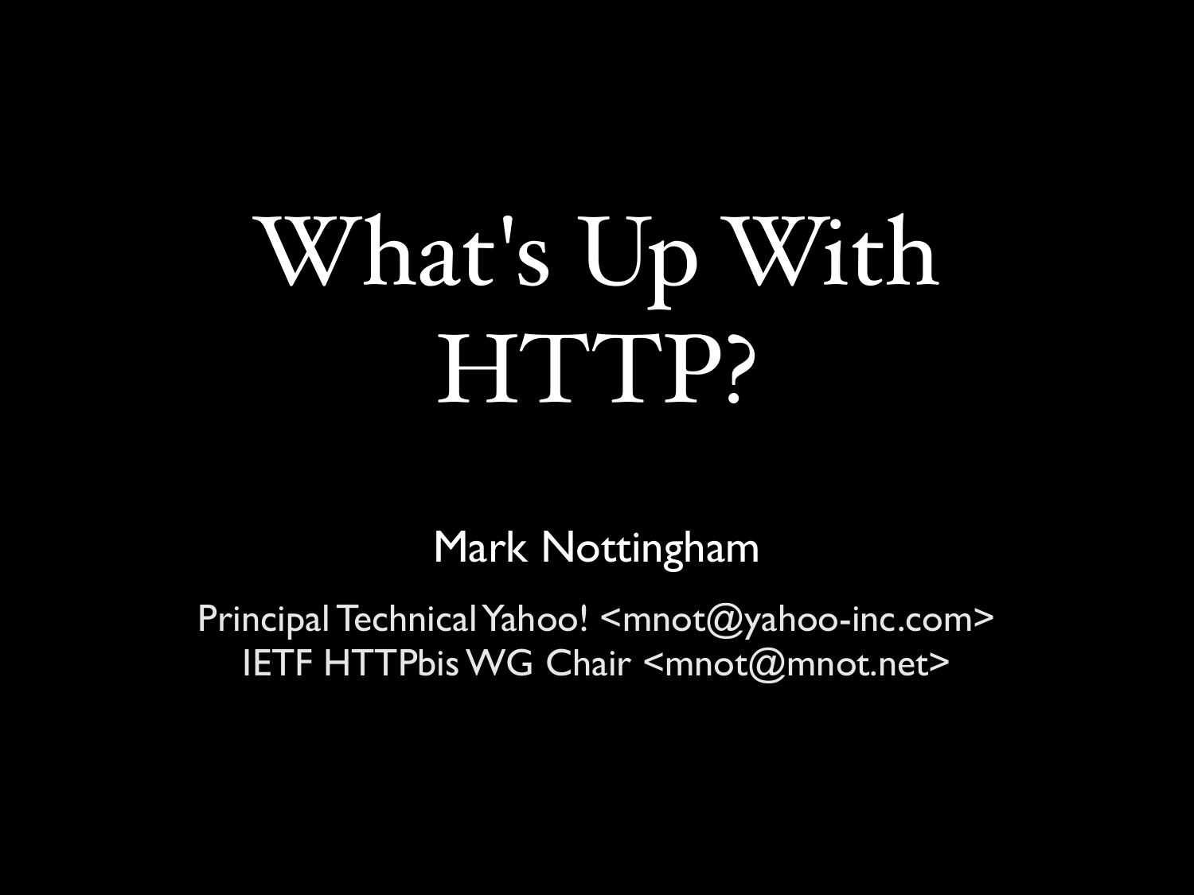# What's Up With HTTP?

Mark Nottingham

Principal Technical Yahoo! <mnot@yahoo-inc.com>
IETF HTTPbis WG Chair <mnot@mnot.net>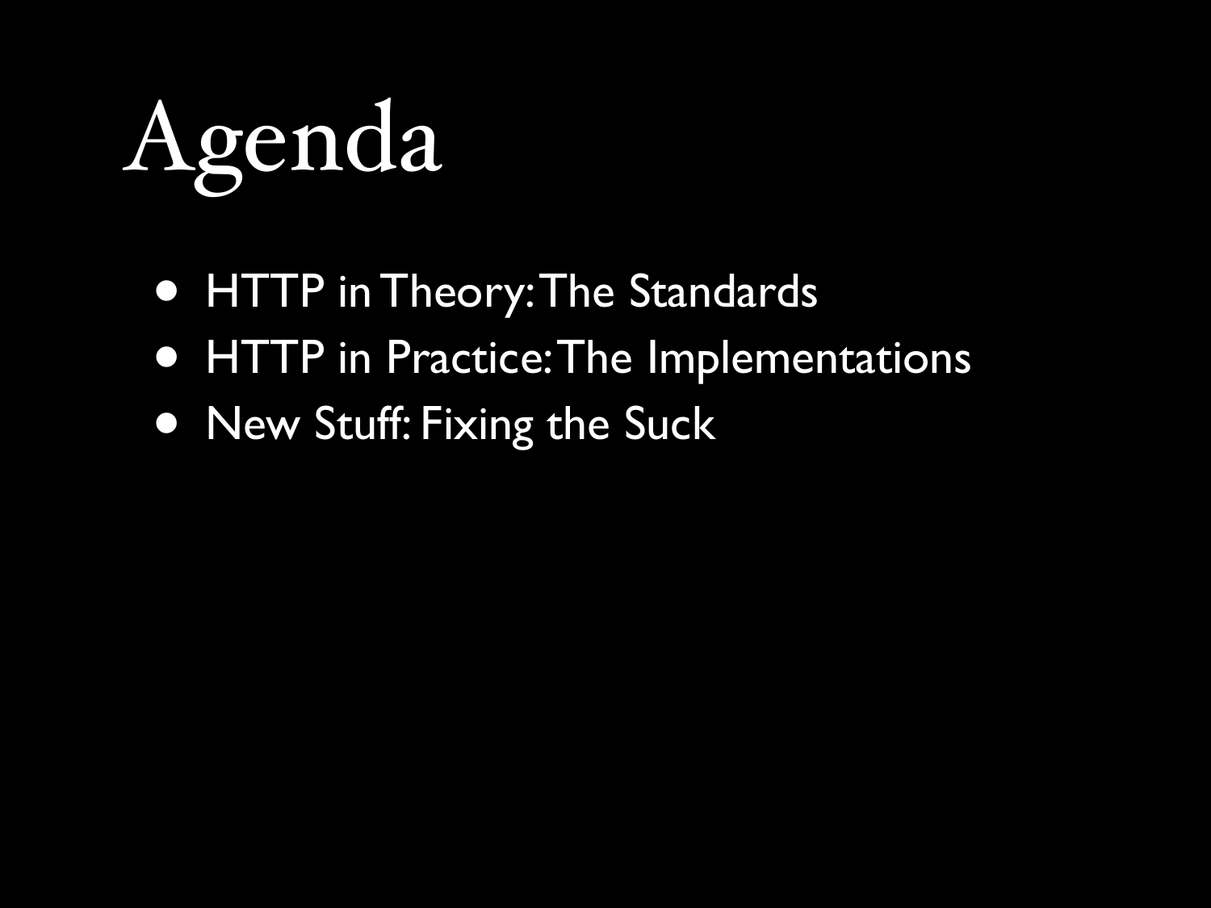# Agenda

- HTTP in Theory: The Standards
- HTTP in Practice: The Implementations
- New Stuff: Fixing the Suck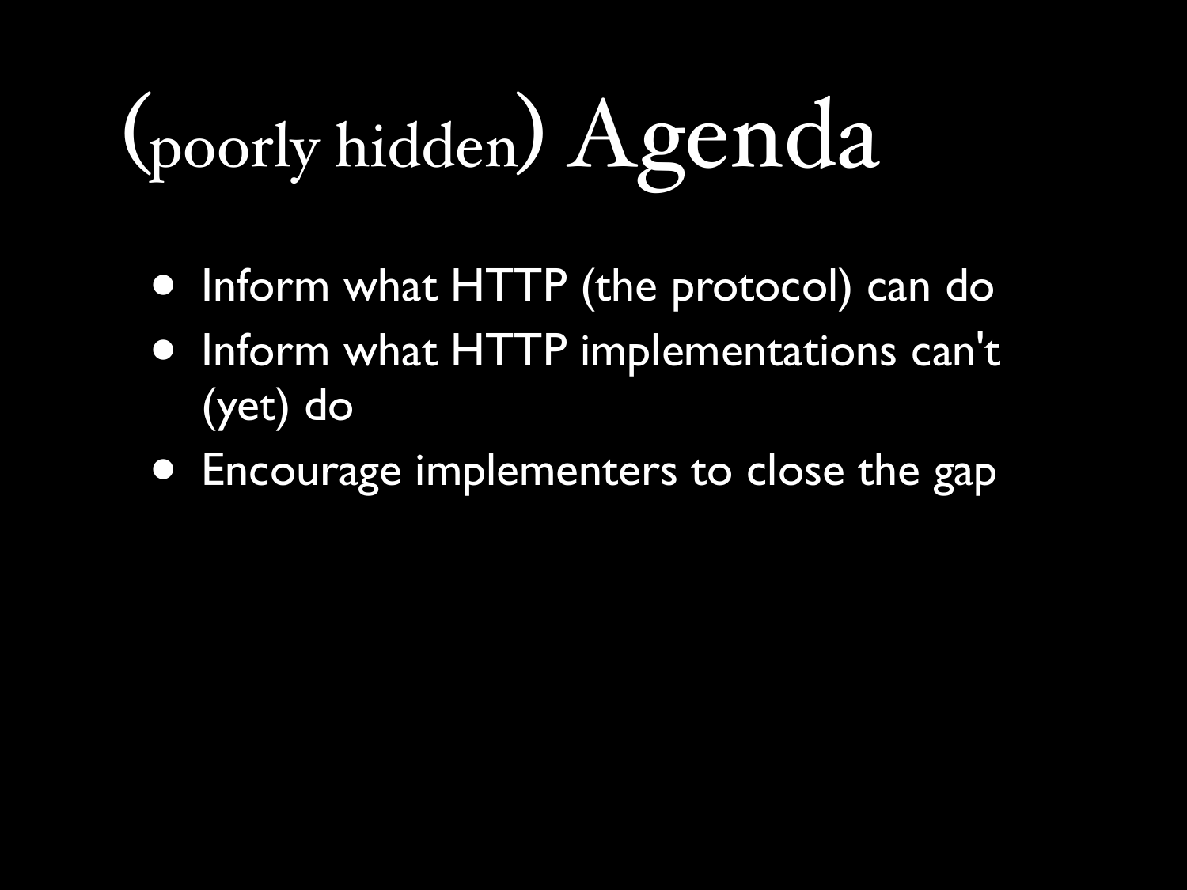# (poorly hidden) Agenda

- Inform what HTTP (the protocol) can do
- Inform what HTTP implementations can't (yet) do
- Encourage implementers to close the gap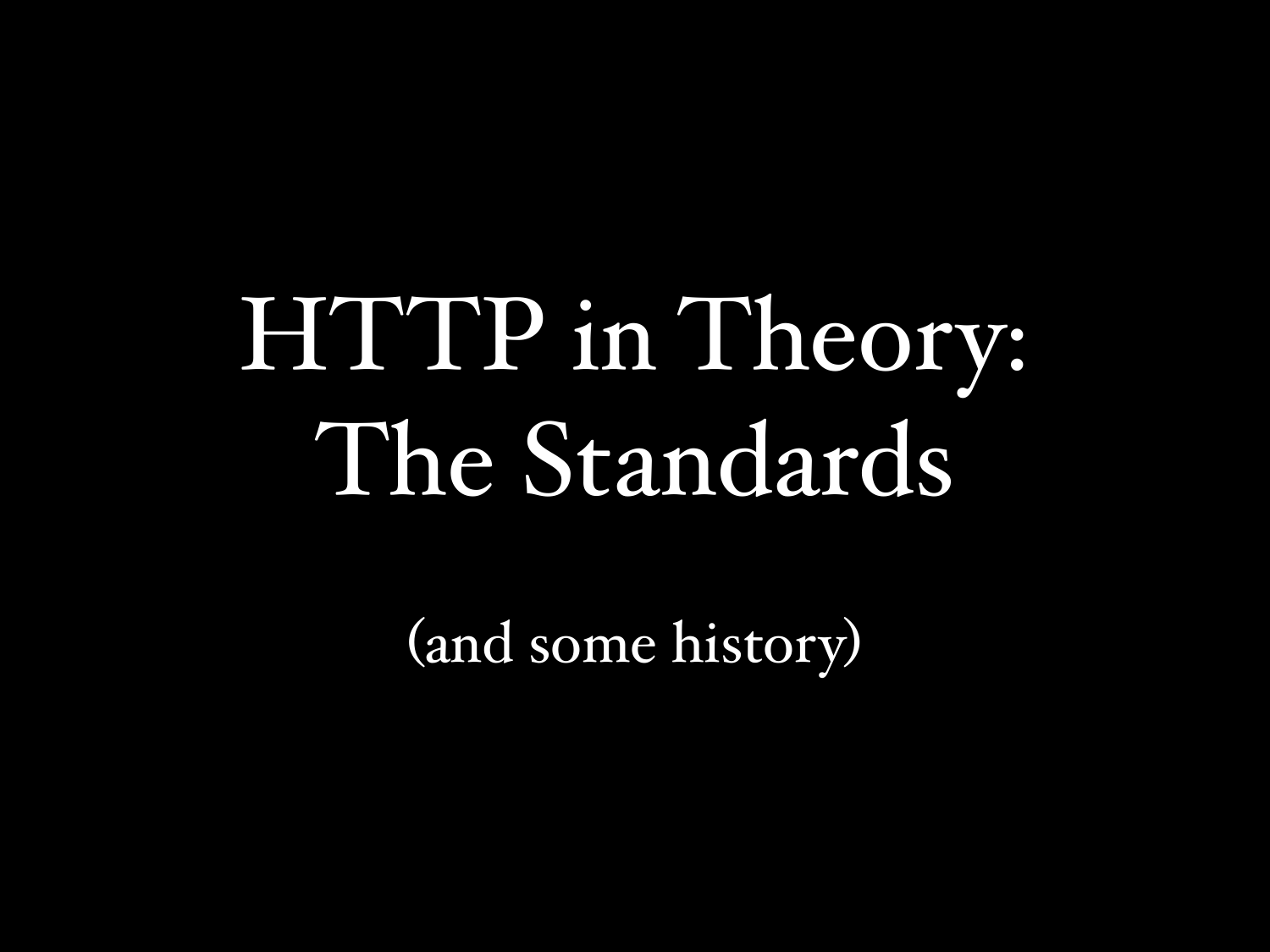# HTTP in Theory: The Standards

(and some history)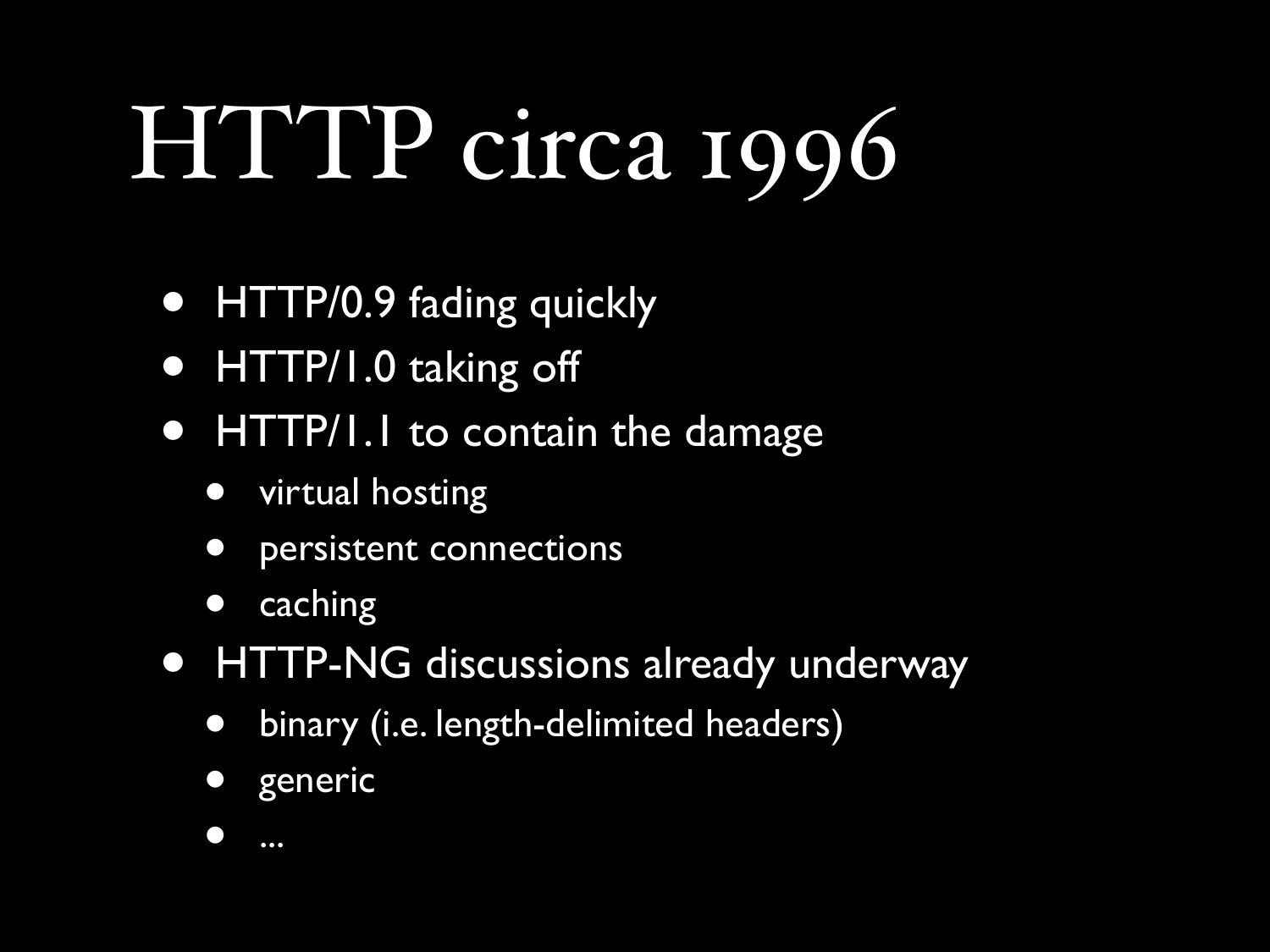# HTTP circa 1996

- HTTP/0.9 fading quickly
- HTTP/1.0 taking off
- HTTP/1.1 to contain the damage
  - virtual hosting
  - persistent connections
  - caching
- HTTP-NG discussions already underway
  - binary (i.e. length-delimited headers)
  - generic
  - ...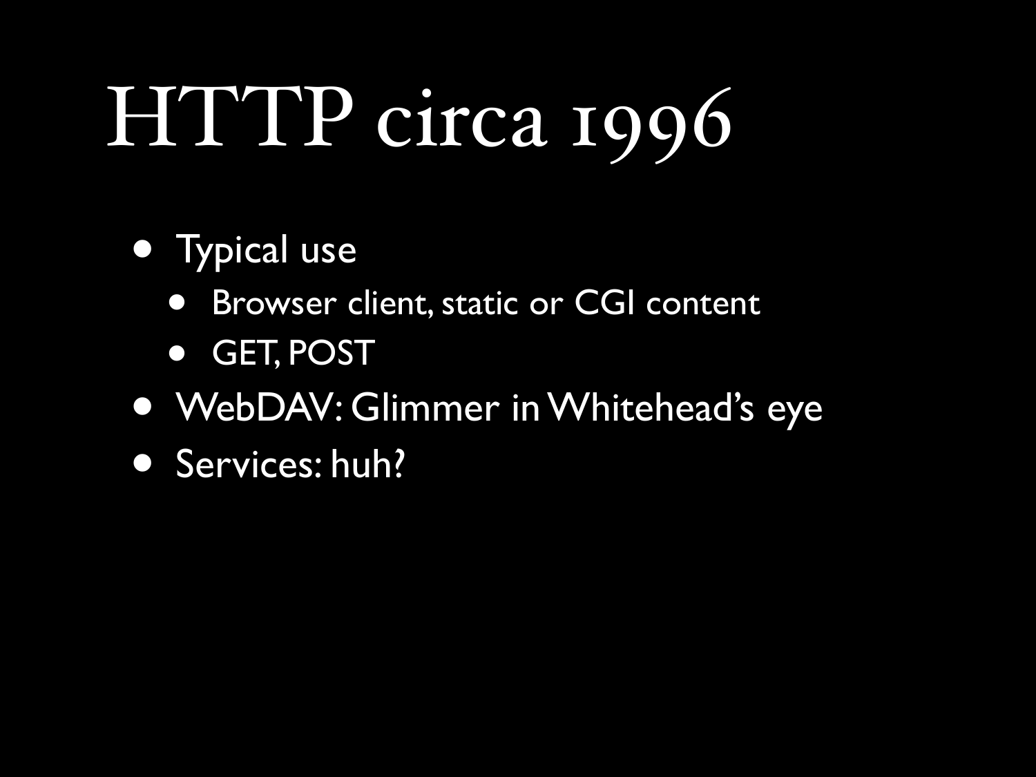# HTTP circa 1996

- Typical use
  - Browser client, static or CGI content
  - GET, POST
- WebDAV: Glimmer in Whitehead's eye
- Services: huh?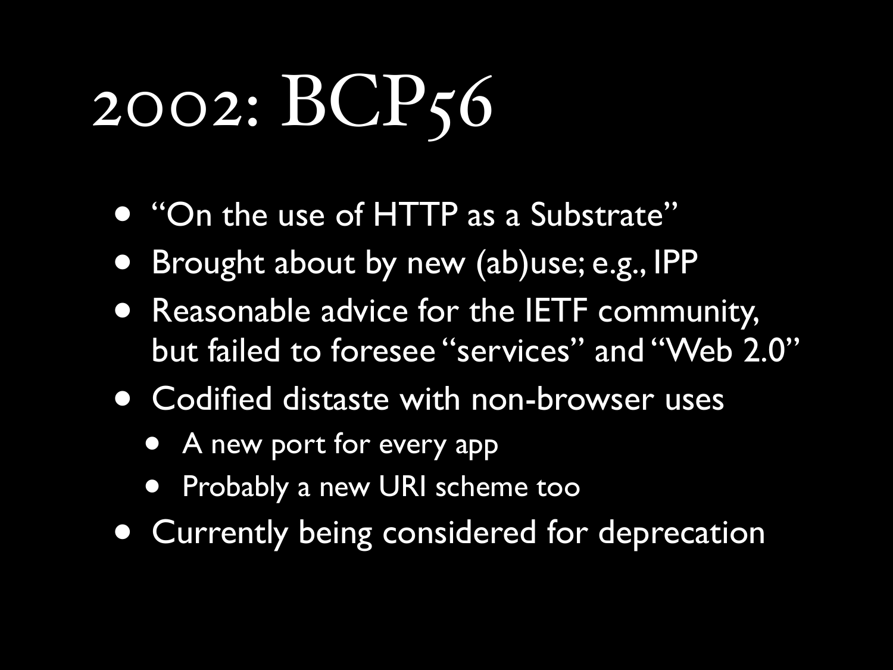# 2002: BCP56

- "On the use of HTTP as a Substrate"
- Brought about by new (ab)use; e.g., IPP
- Reasonable advice for the IETF community, but failed to foresee "services" and "Web 2.0"
- Codified distaste with non-browser uses
  - A new port for every app
  - Probably a new URI scheme too
- Currently being considered for deprecation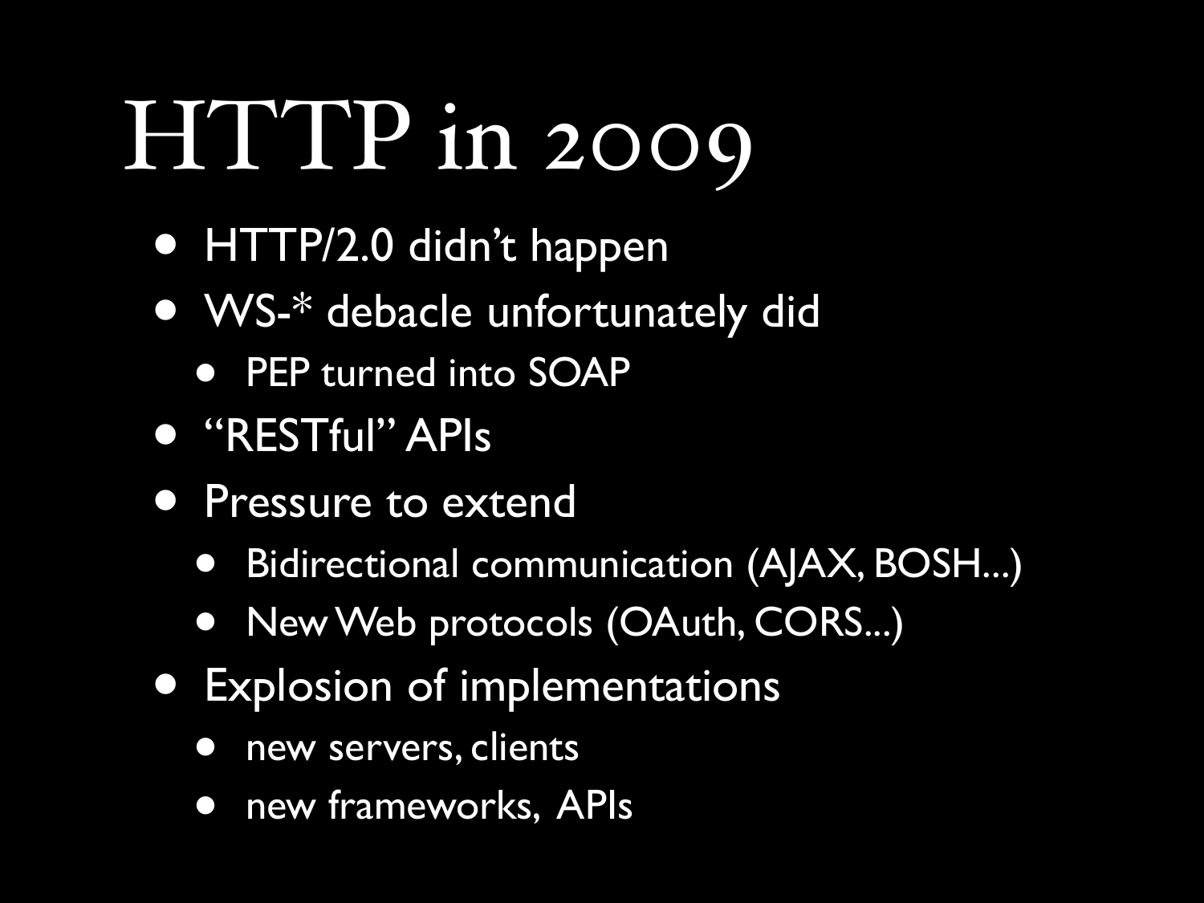# HTTP in 2009

- HTTP/2.0 didn't happen
- WS-* debacle unfortunately did
  - PEP turned into SOAP
- "RESTful" APIs
- Pressure to extend
  - Bidirectional communication (AJAX, BOSH...)
  - New Web protocols (OAuth, CORS...)
- Explosion of implementations
  - new servers, clients
  - new frameworks, APIs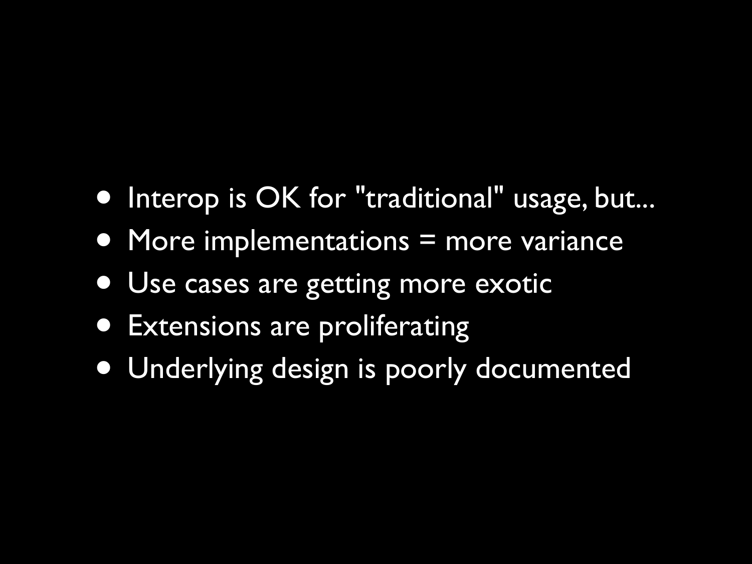- Interop is OK for "traditional" usage, but...
- More implementations = more variance
- Use cases are getting more exotic
- Extensions are proliferating
- Underlying design is poorly documented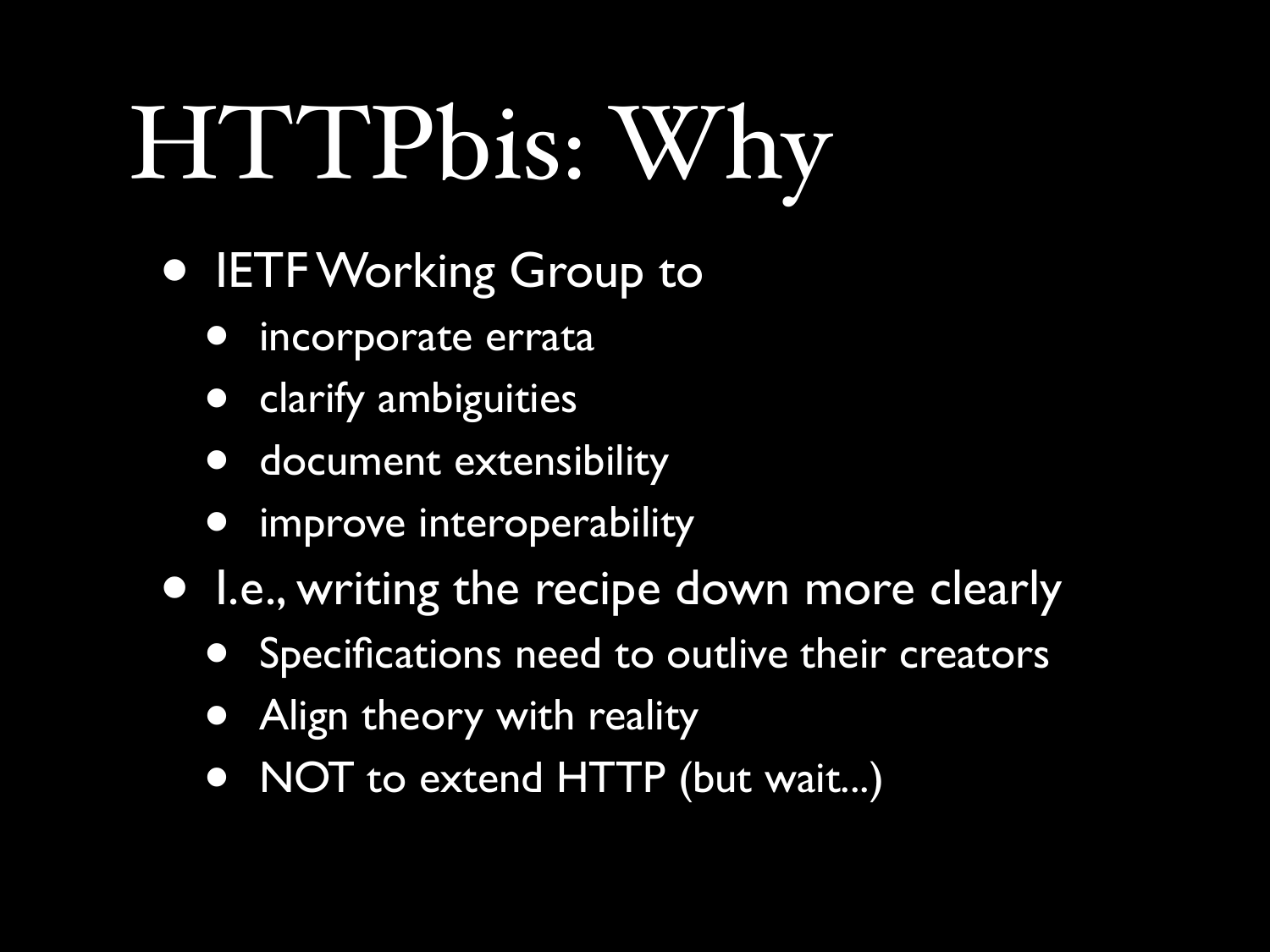# HTTPbis: Why

- IETF Working Group to
  - incorporate errata
  - clarify ambiguities
  - document extensibility
  - improve interoperability
- I.e., writing the recipe down more clearly
  - Specifications need to outlive their creators
  - Align theory with reality
  - NOT to extend HTTP (but wait...)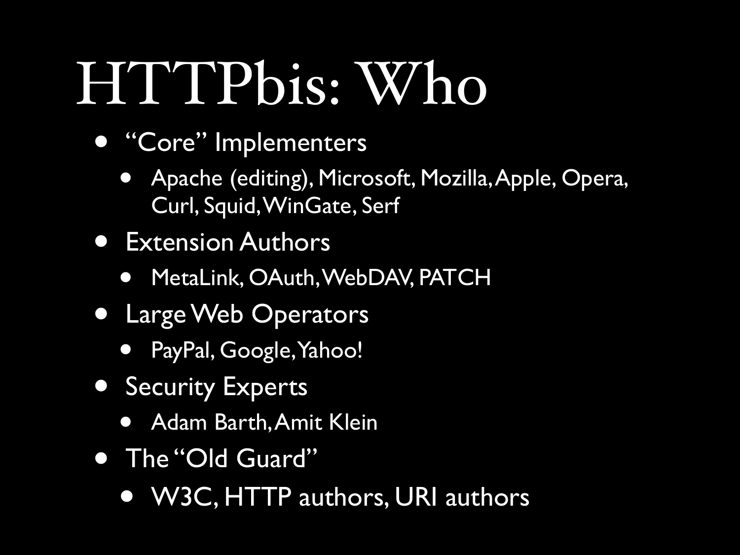# HTTPbis: Who

- "Core" Implementers
  - Apache (editing), Microsoft, Mozilla, Apple, Opera, Curl, Squid, WinGate, Serf
- Extension Authors
  - MetaLink, OAuth, WebDAV, PATCH
- Large Web Operators
  - PayPal, Google, Yahoo!
- Security Experts
  - Adam Barth, Amit Klein
- The "Old Guard"
  - W3C, HTTP authors, URI authors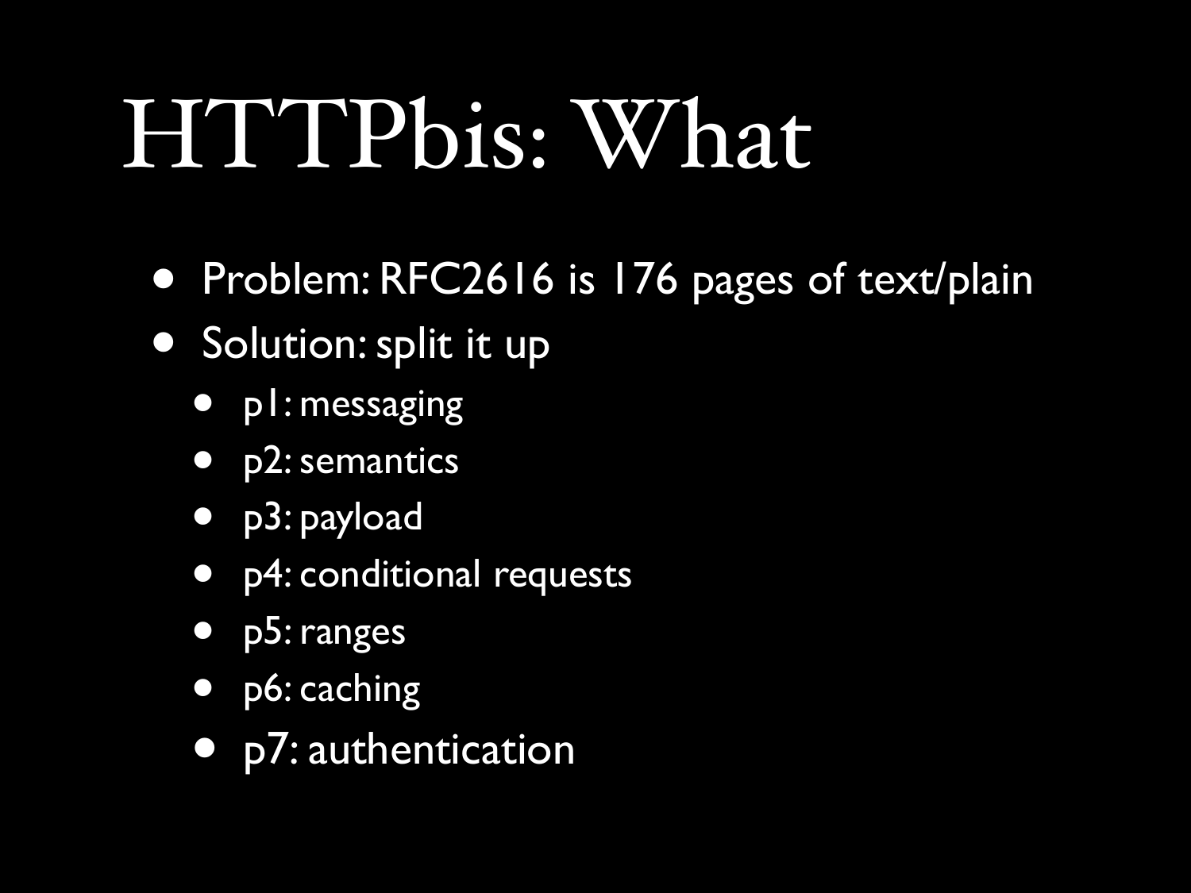# HTTPbis: What

- Problem: RFC2616 is 176 pages of text/plain
- Solution: split it up
  - p1: messaging
  - p2: semantics
  - p3: payload
  - p4: conditional requests
  - p5: ranges
  - p6: caching
  - p7: authentication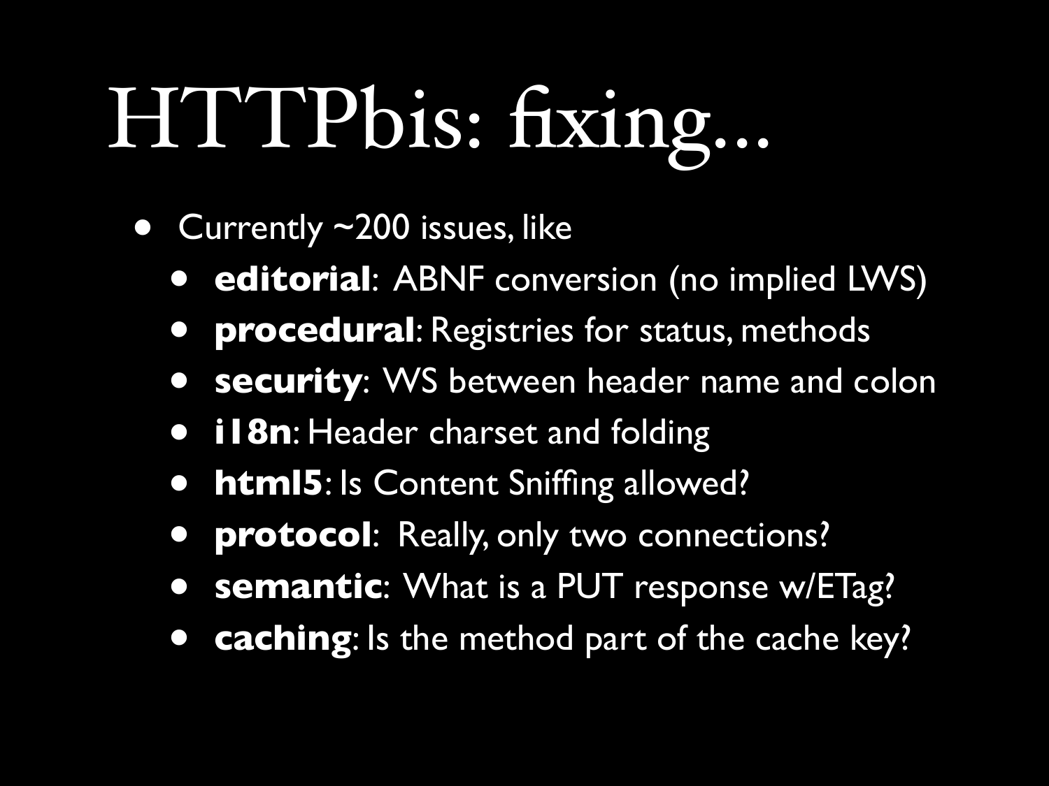# HTTPbis: fixing...

- Currently ~200 issues, like
  - **editorial**: ABNF conversion (no implied LWS)
  - **procedural**: Registries for status, methods
  - **security**: WS between header name and colon
  - **i18n**: Header charset and folding
  - **html5**: Is Content Sniffing allowed?
  - **protocol**: Really, only two connections?
  - **semantic**: What is a PUT response w/ETag?
  - **caching**: Is the method part of the cache key?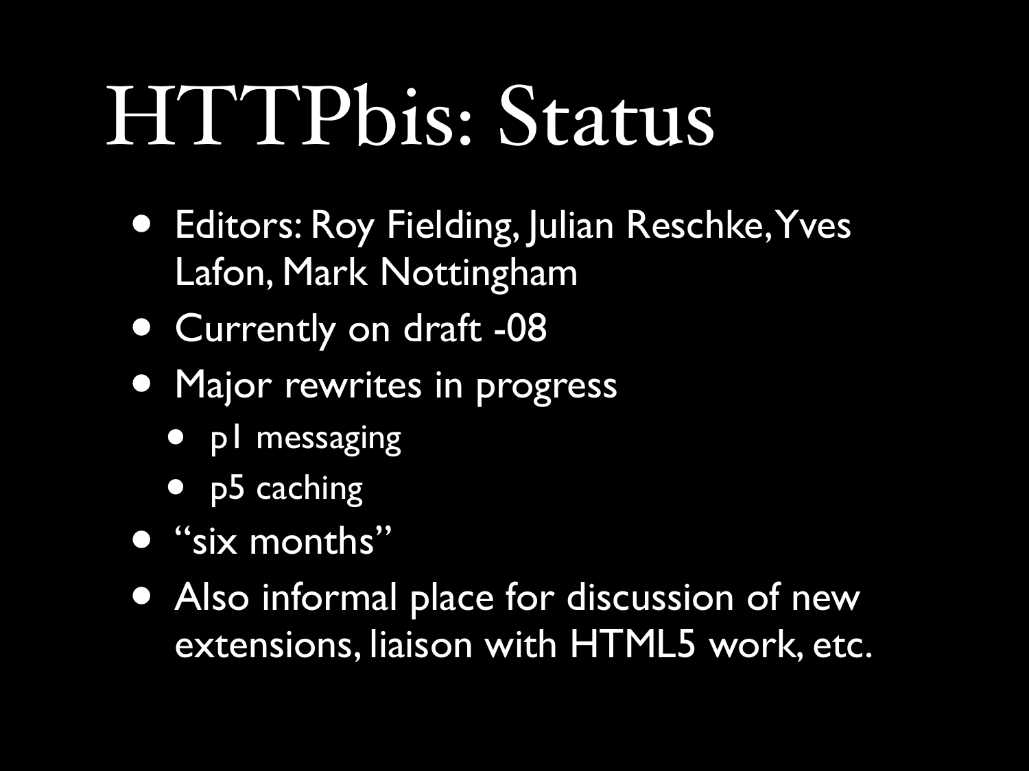# HTTPbis: Status

- Editors: Roy Fielding, Julian Reschke, Yves Lafon, Mark Nottingham
- Currently on draft -08
- Major rewrites in progress
  - p1 messaging
  - p5 caching
- “six months”
- Also informal place for discussion of new extensions, liaison with HTML5 work, etc.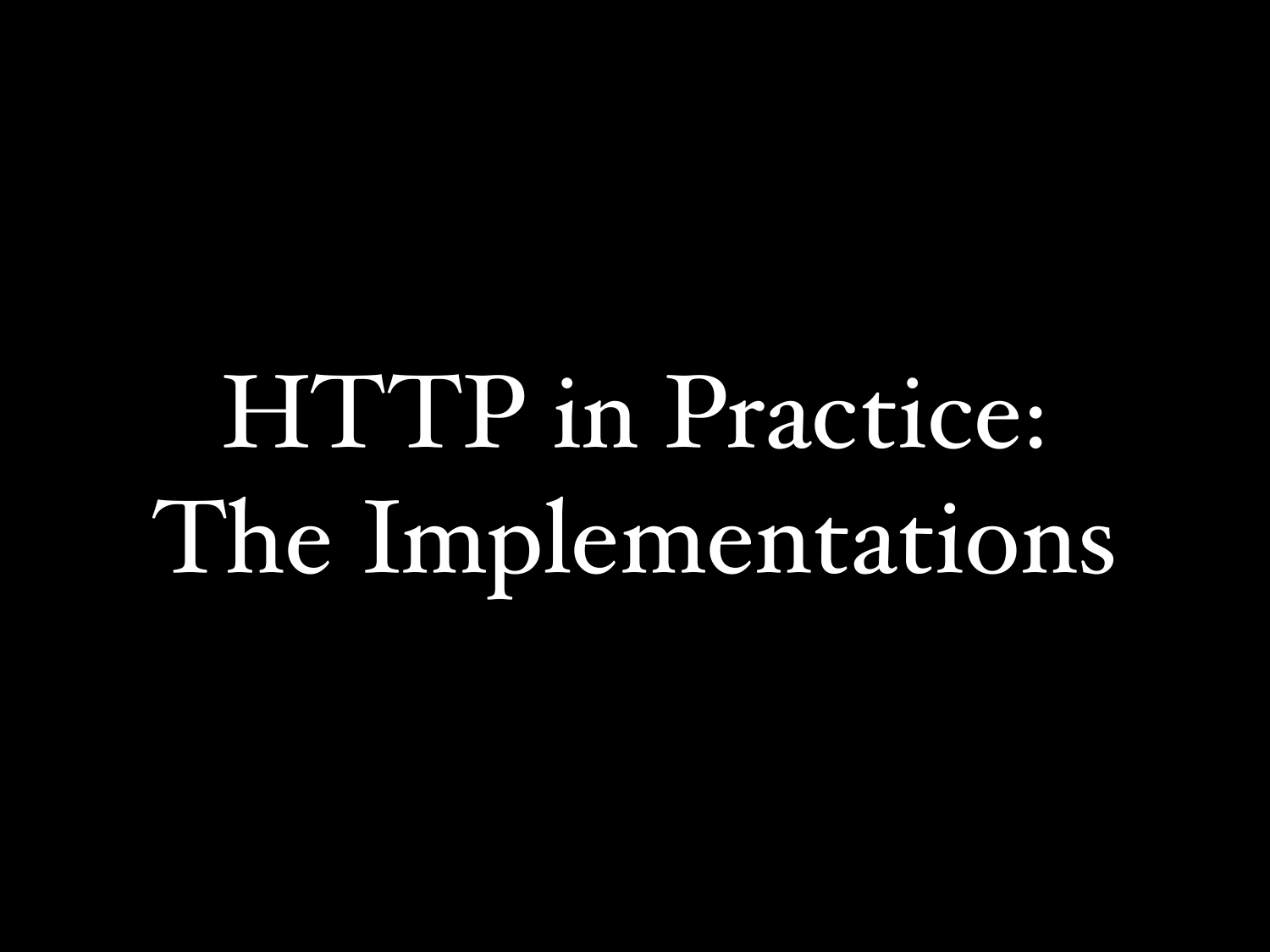# HTTP in Practice: The Implementations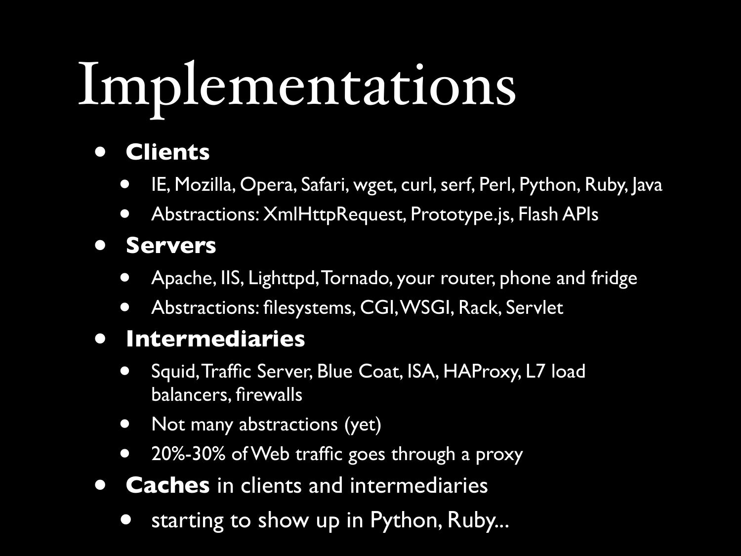# Implementations

- **Clients**
  - IE, Mozilla, Opera, Safari, wget, curl, serf, Perl, Python, Ruby, Java
  - Abstractions: XmlHttpRequest, Prototype.js, Flash APIs
- **Servers**
  - Apache, IIS, Lighttpd, Tornado, your router, phone and fridge
  - Abstractions: filesystems, CGI, WSGI, Rack, Servlet
- **Intermediaries**
  - Squid, Traffic Server, Blue Coat, ISA, HAProxy, L7 load balancers, firewalls
  - Not many abstractions (yet)
  - 20%-30% of Web traffic goes through a proxy
- **Caches** in clients and intermediaries
  - starting to show up in Python, Ruby...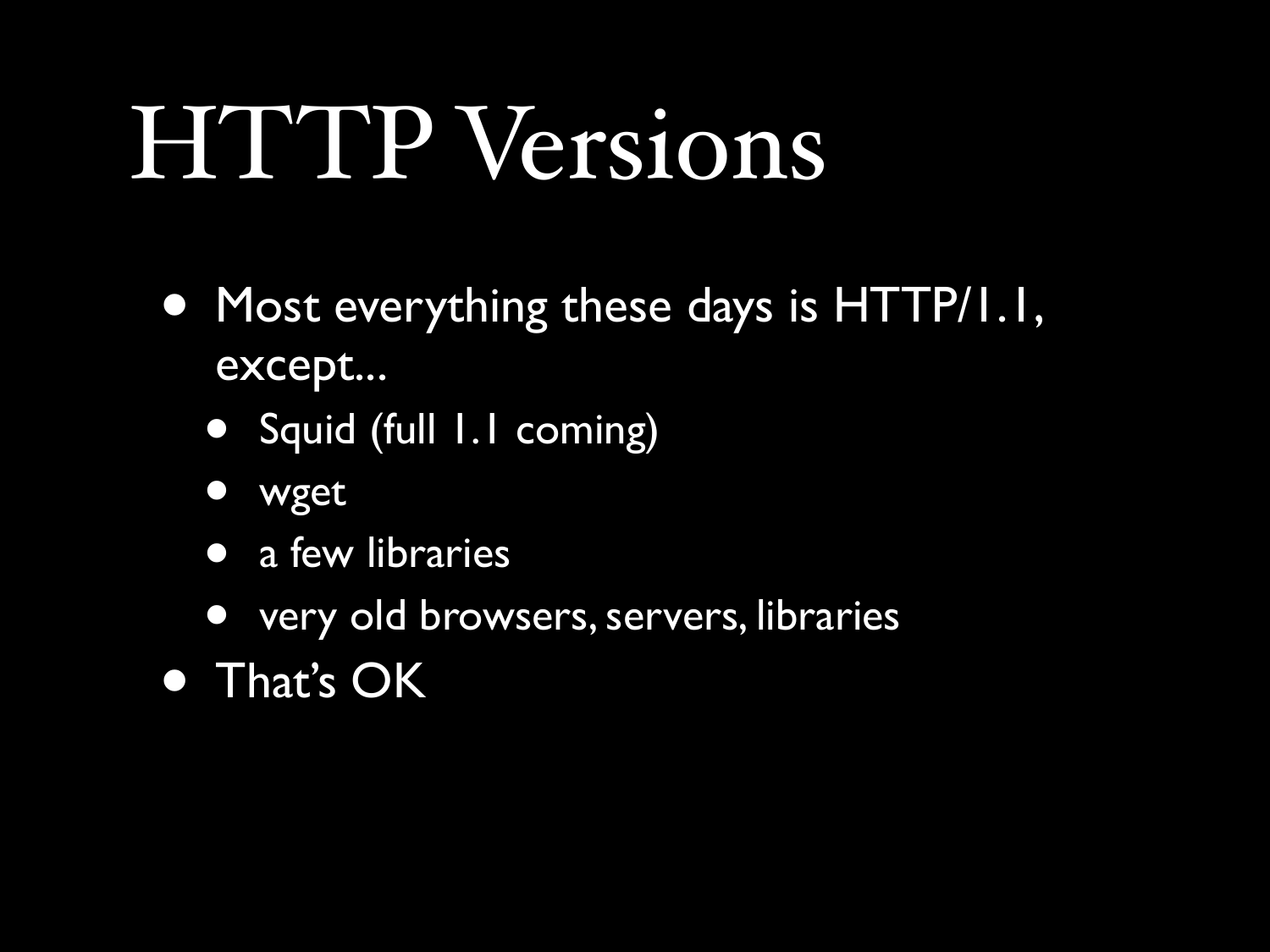# HTTP Versions

- Most everything these days is HTTP/1.1, except...
  - Squid (full 1.1 coming)
  - wget
  - a few libraries
  - very old browsers, servers, libraries
- That's OK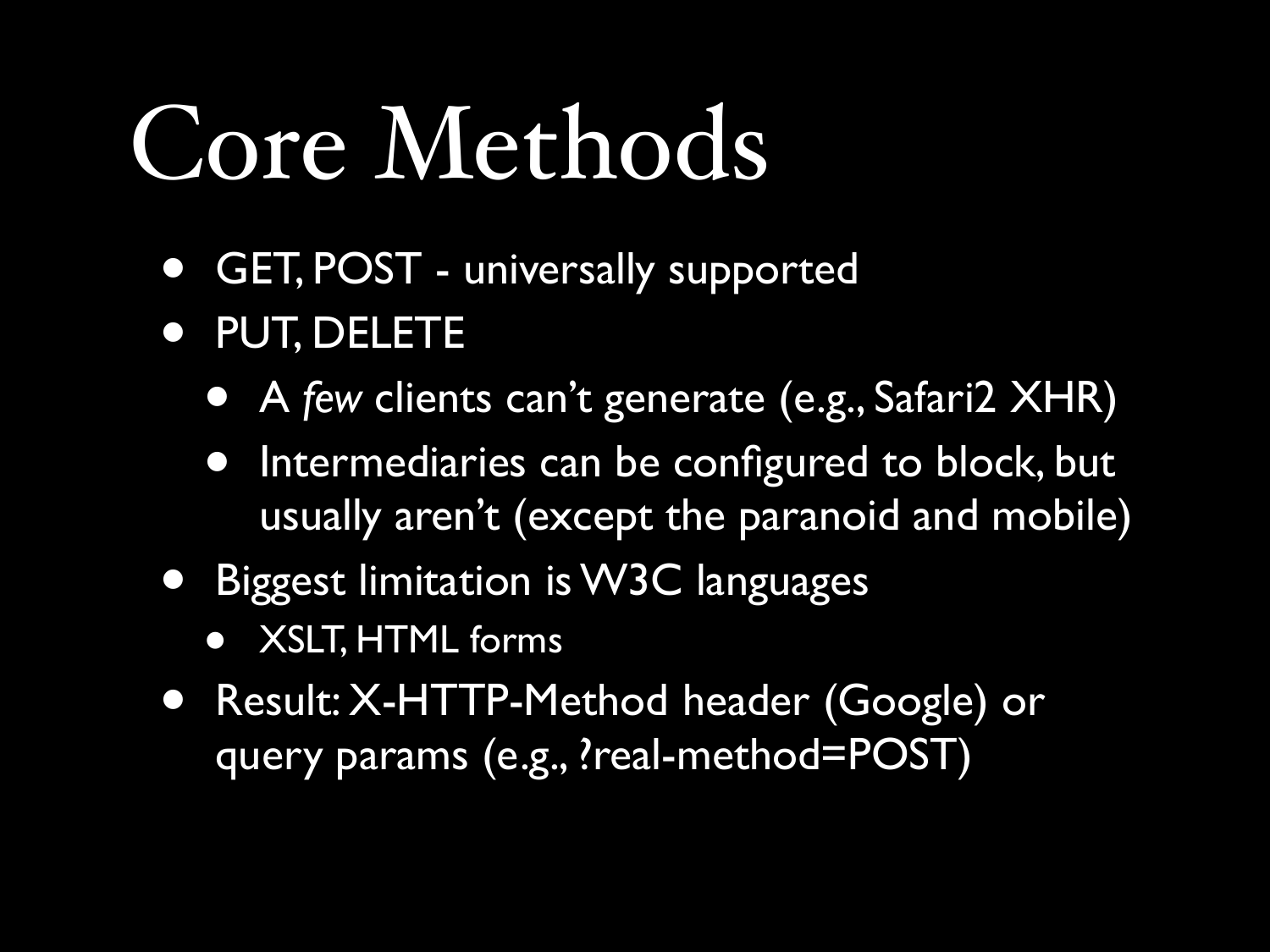# Core Methods

- GET, POST - universally supported
- PUT, DELETE
  - A *few* clients can't generate (e.g., Safari2 XHR)
  - Intermediaries can be configured to block, but usually aren't (except the paranoid and mobile)
- Biggest limitation is W3C languages
  - XSLT, HTML forms
- Result: X-HTTP-Method header (Google) or query params (e.g., ?real-method=POST)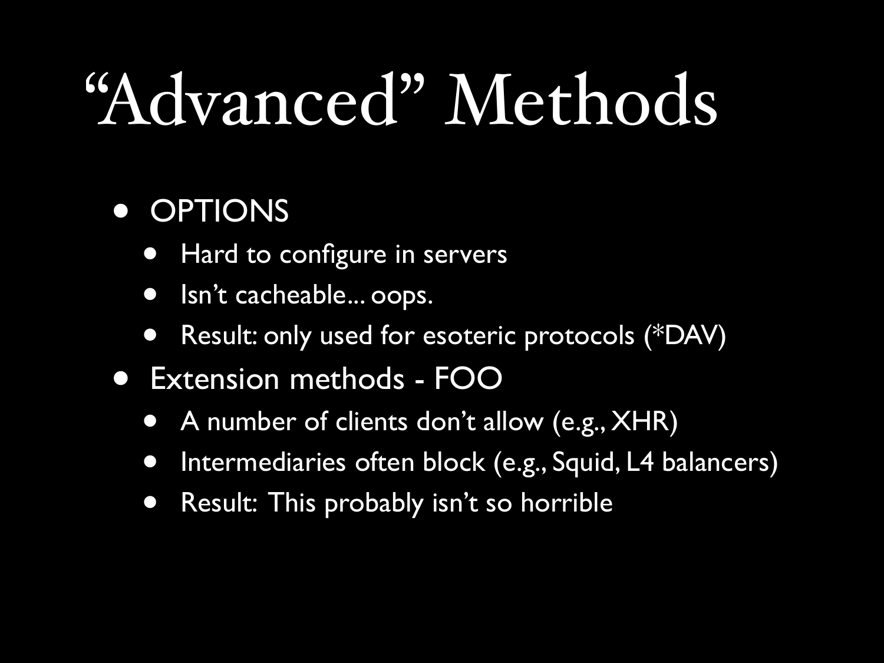# “Advanced” Methods

- OPTIONS
  - Hard to configure in servers
  - Isn’t cacheable... oops.
  - Result: only used for esoteric protocols (*DAV)
- Extension methods - FOO
  - A number of clients don’t allow (e.g., XHR)
  - Intermediaries often block (e.g., Squid, L4 balancers)
  - Result: This probably isn’t so horrible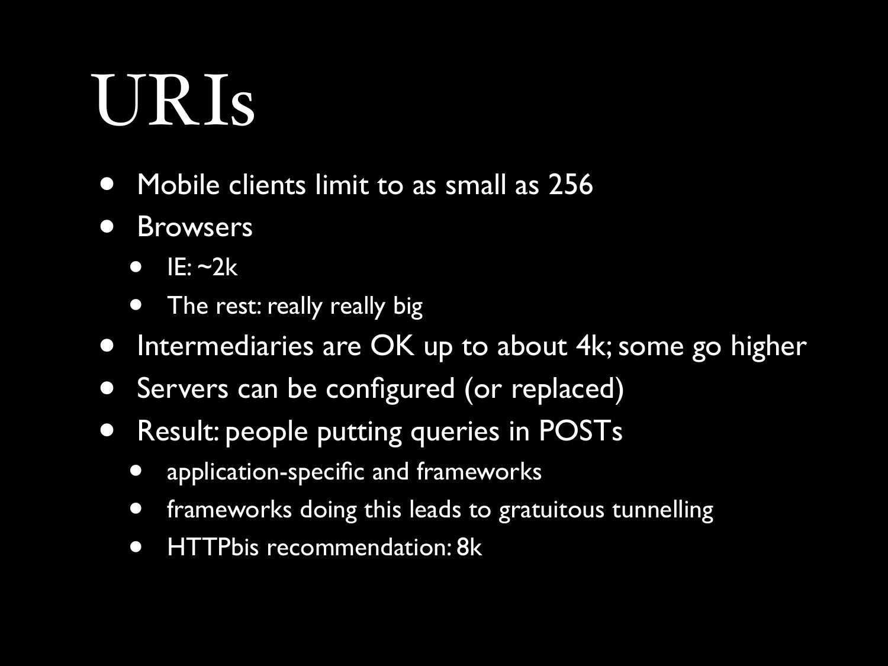# URIs

- Mobile clients limit to as small as 256
- Browsers
  - IE: ~2k
  - The rest: really really big
- Intermediaries are OK up to about 4k; some go higher
- Servers can be configured (or replaced)
- Result: people putting queries in POSTs
  - application-specific and frameworks
  - frameworks doing this leads to gratuitous tunnelling
  - HTTPbis recommendation: 8k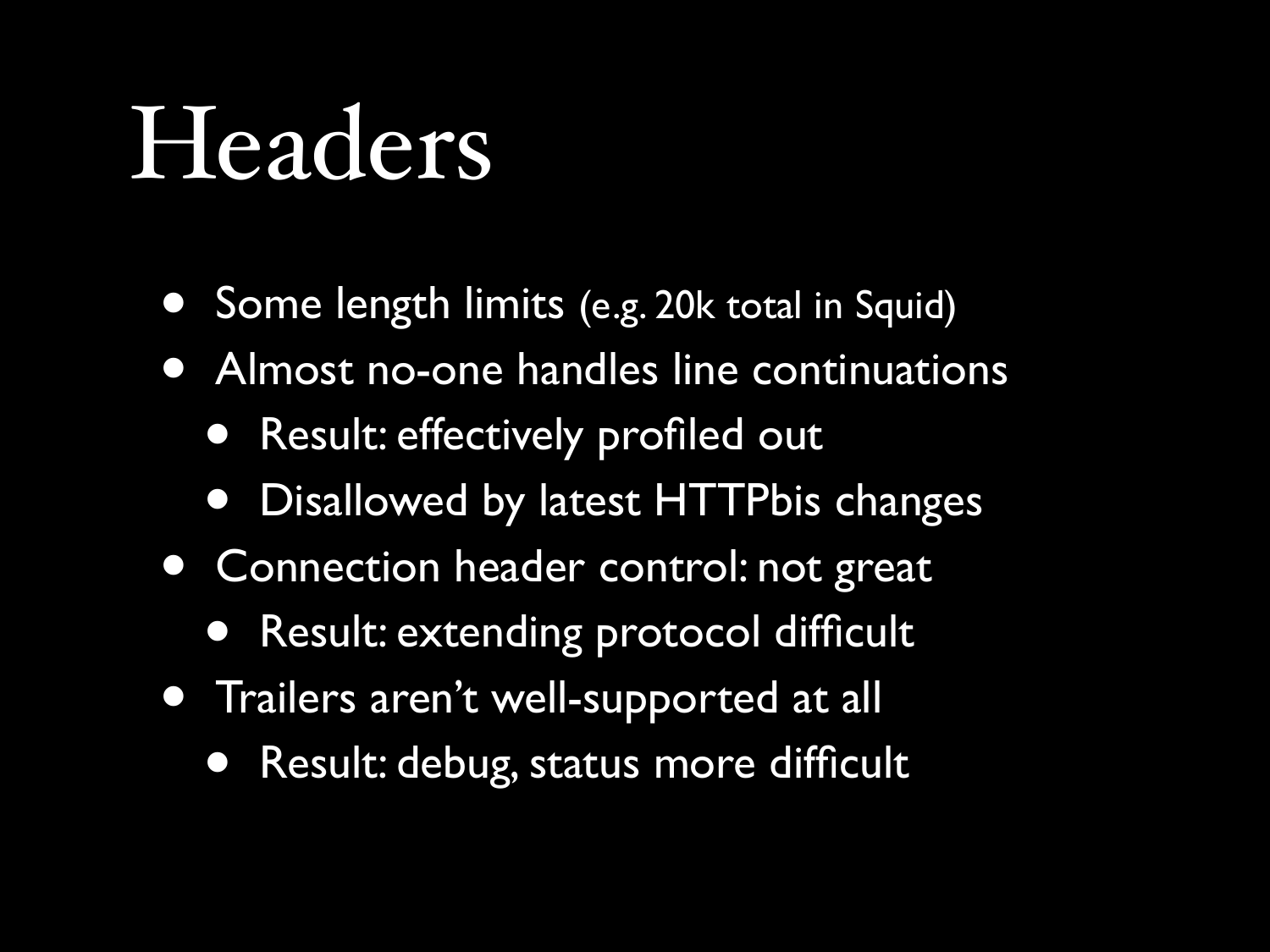# Headers

- Some length limits (e.g. 20k total in Squid)
- Almost no-one handles line continuations
  - Result: effectively profiled out
  - Disallowed by latest HTTPbis changes
- Connection header control: not great
  - Result: extending protocol difficult
- Trailers aren't well-supported at all
  - Result: debug, status more difficult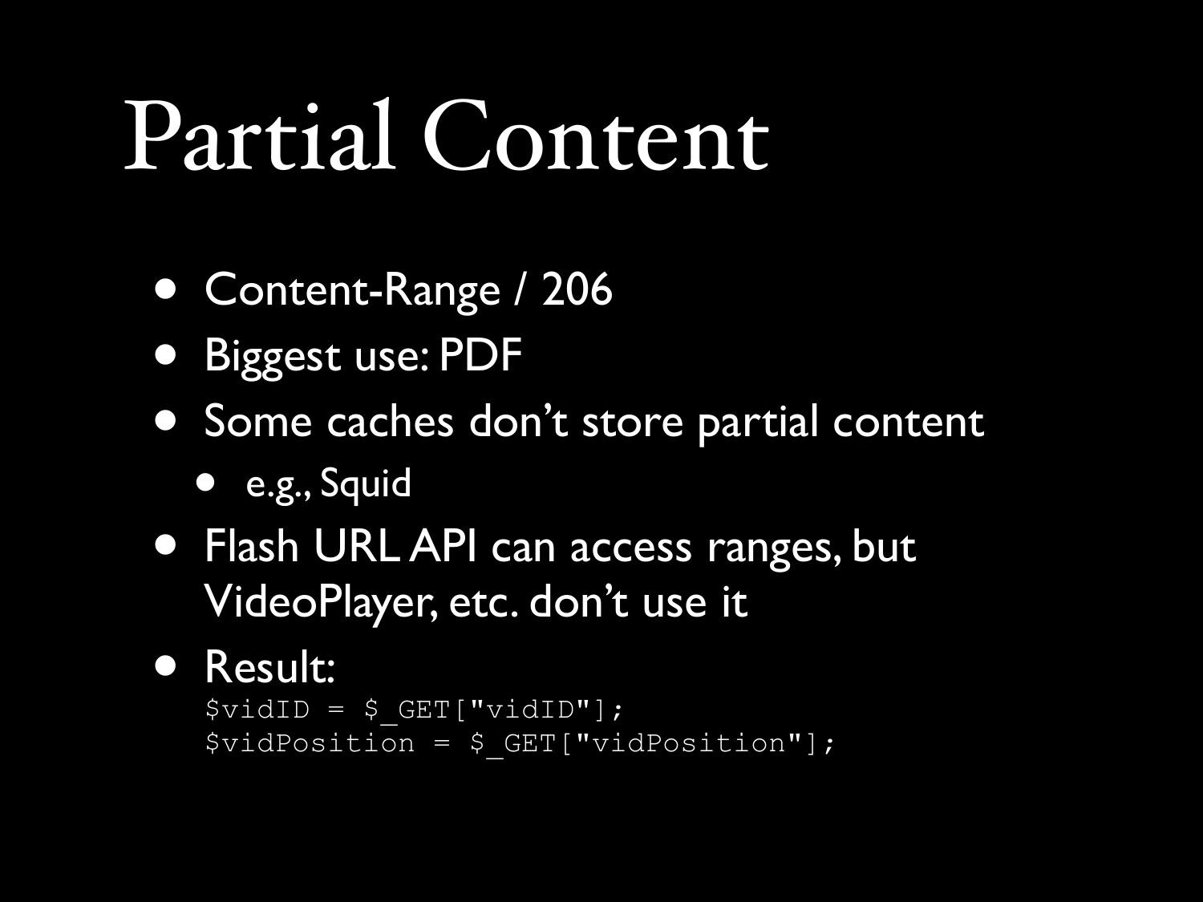# Partial Content

- Content-Range / 206
- Biggest use: PDF
- Some caches don't store partial content
  - e.g., Squid
- Flash URL API can access ranges, but VideoPlayer, etc. don't use it
- Result:

```
$vidID = $_GET["vidID"];
$vidPosition = $_GET["vidPosition"];
```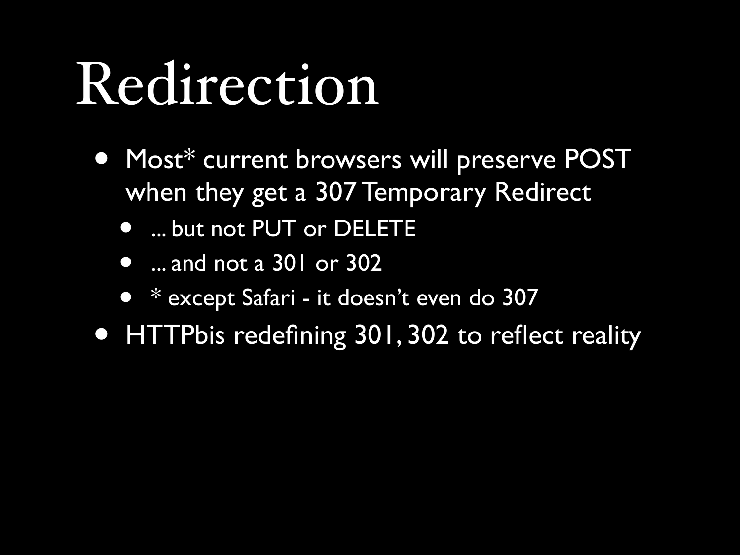# Redirection

- Most* current browsers will preserve POST when they get a 307 Temporary Redirect
  - ... but not PUT or DELETE
  - ... and not a 301 or 302
  - * except Safari - it doesn't even do 307
- HTTPbis redefining 301, 302 to reflect reality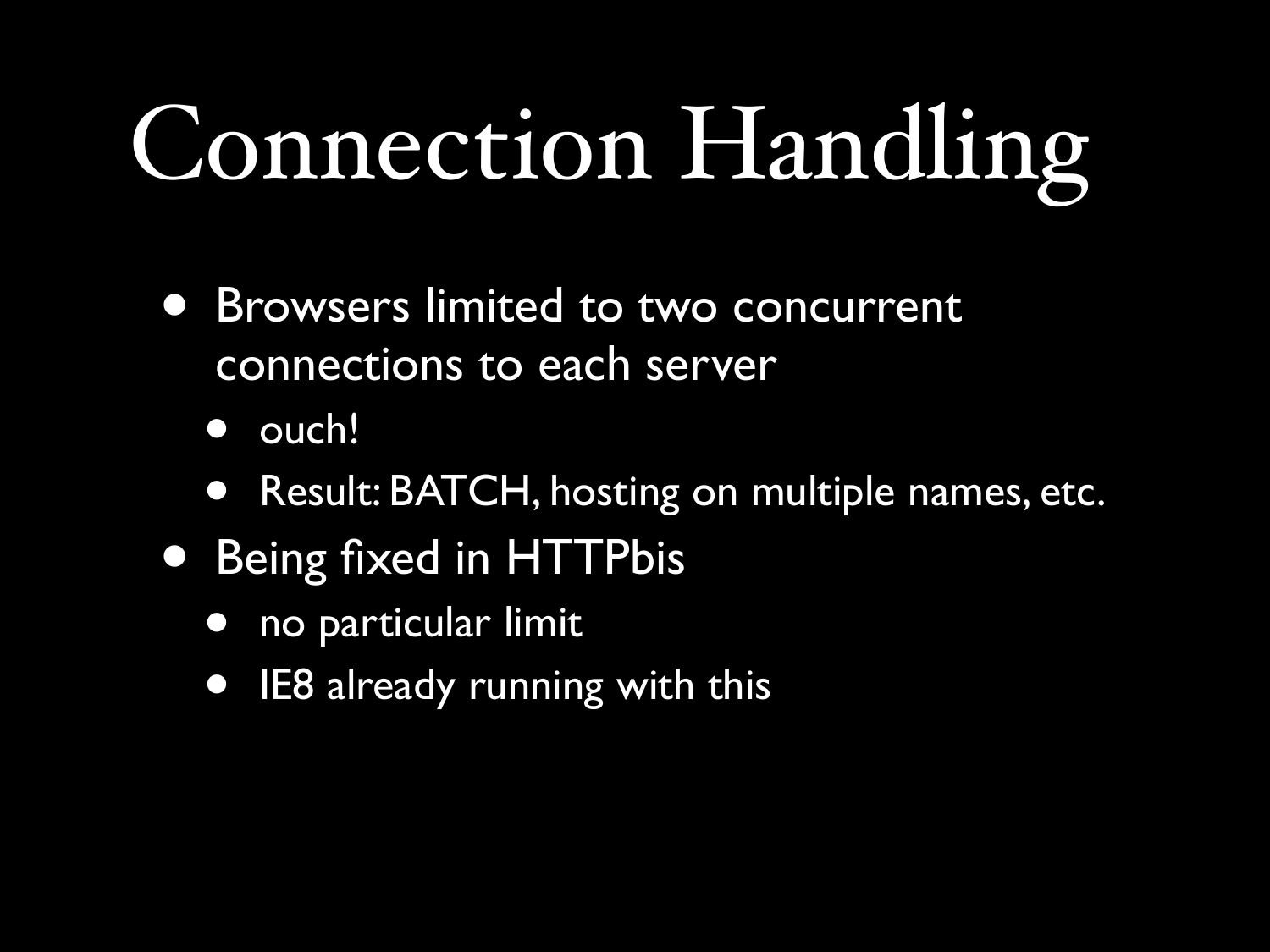# Connection Handling

- Browsers limited to two concurrent connections to each server
  - ouch!
  - Result: BATCH, hosting on multiple names, etc.
- Being fixed in HTTPbis
  - no particular limit
  - IE8 already running with this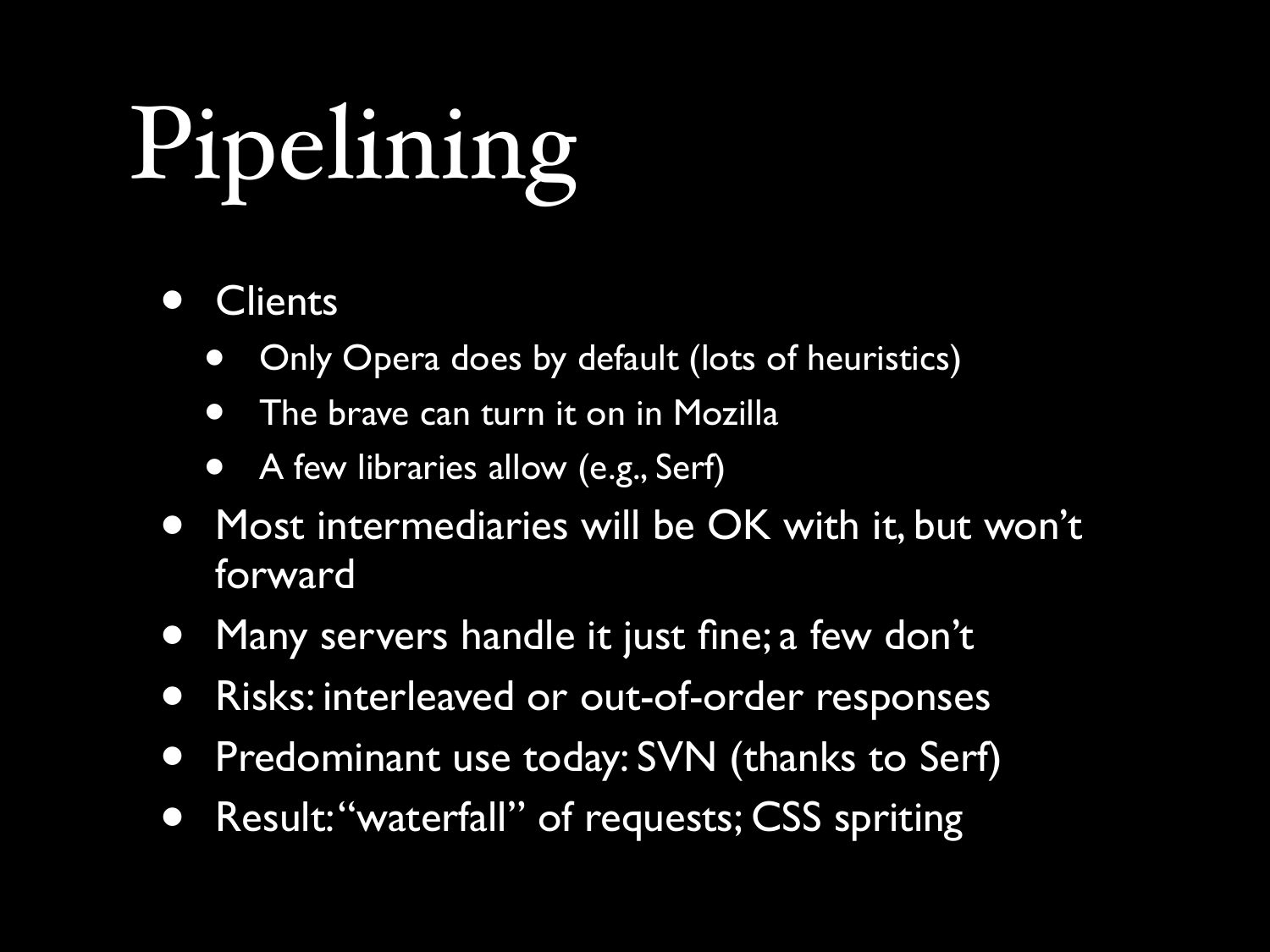# Pipelining

- Clients
  - Only Opera does by default (lots of heuristics)
  - The brave can turn it on in Mozilla
  - A few libraries allow (e.g., Serf)
- Most intermediaries will be OK with it, but won't forward
- Many servers handle it just fine; a few don't
- Risks: interleaved or out-of-order responses
- Predominant use today: SVN (thanks to Serf)
- Result: "waterfall" of requests; CSS spriting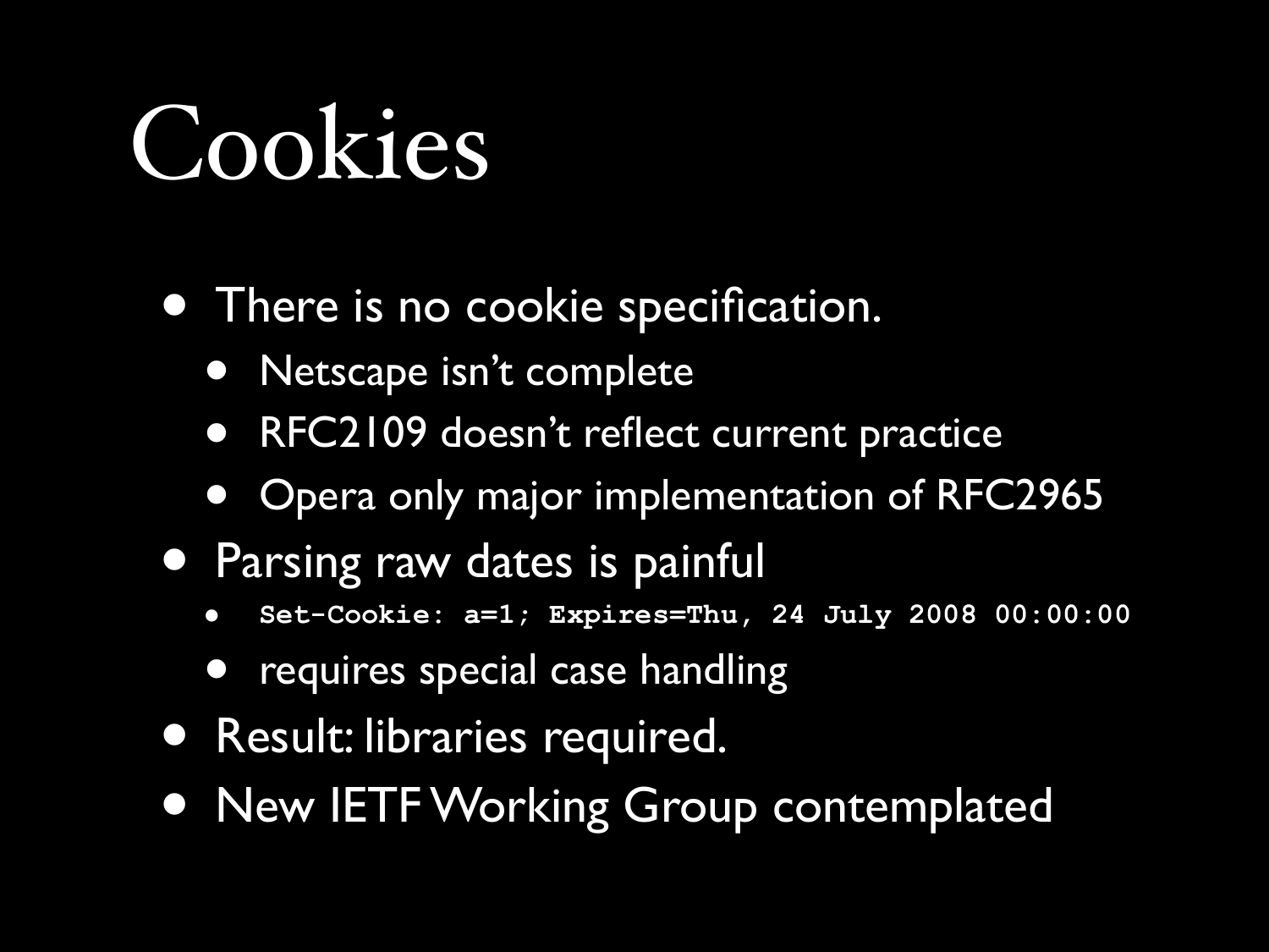# Cookies

- There is no cookie specification.
  - Netscape isn't complete
  - RFC2109 doesn't reflect current practice
  - Opera only major implementation of RFC2965
- Parsing raw dates is painful
  - `Set-Cookie: a=1; Expires=Thu, 24 July 2008 00:00:00`
  - requires special case handling
- Result: libraries required.
- New IETF Working Group contemplated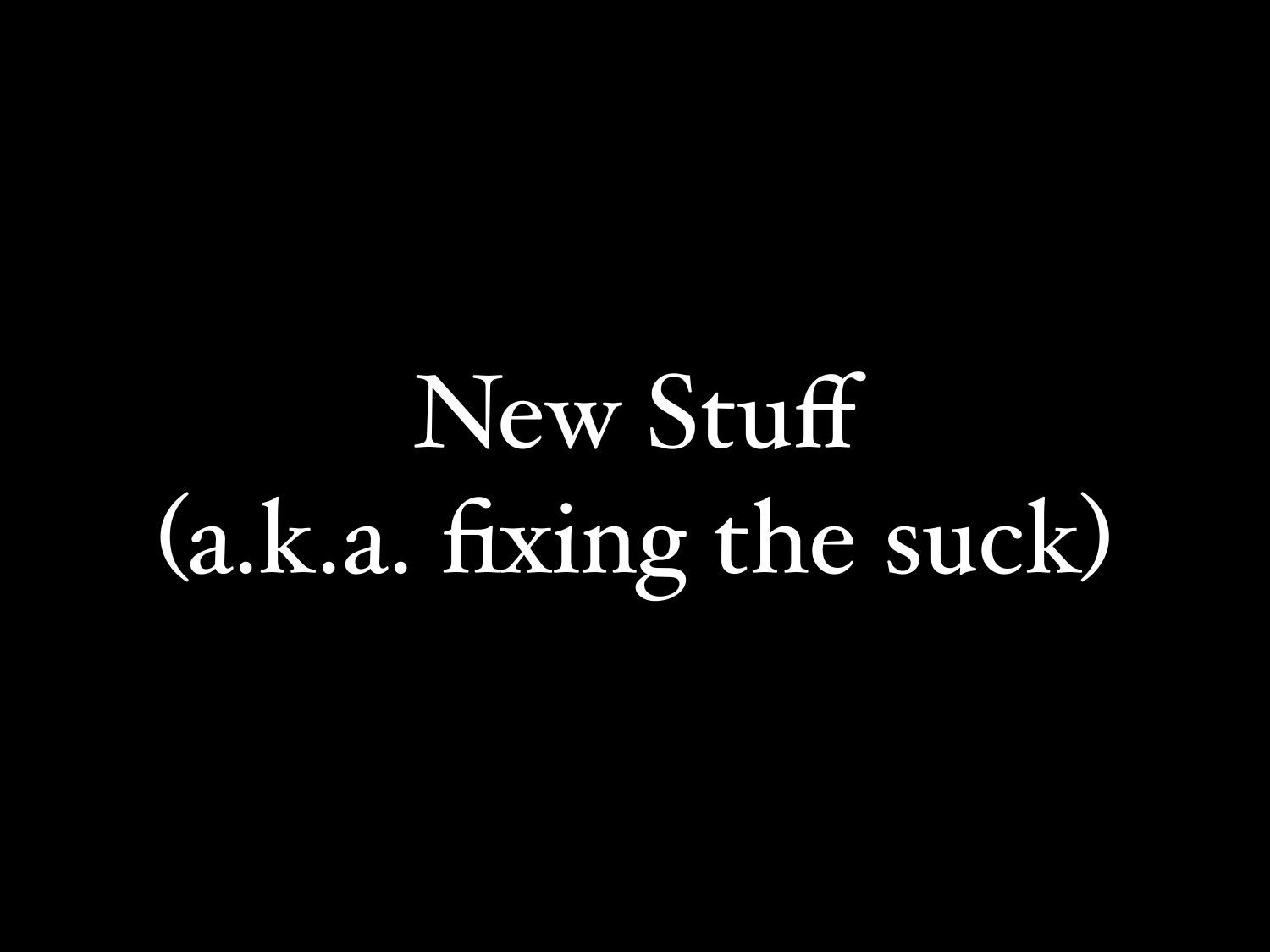# New Stuff
# (a.k.a. fixing the suck)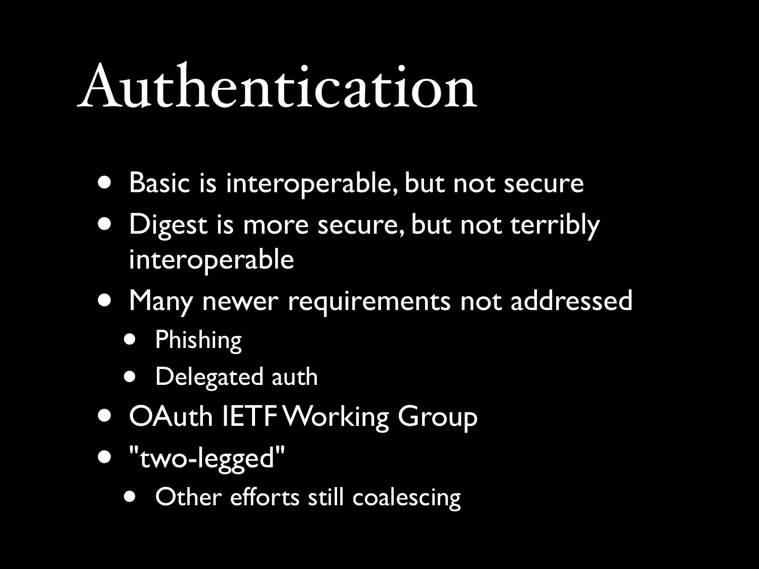# Authentication

- Basic is interoperable, but not secure
- Digest is more secure, but not terribly interoperable
- Many newer requirements not addressed
  - Phishing
  - Delegated auth
- OAuth IETF Working Group
- "two-legged"
  - Other efforts still coalescing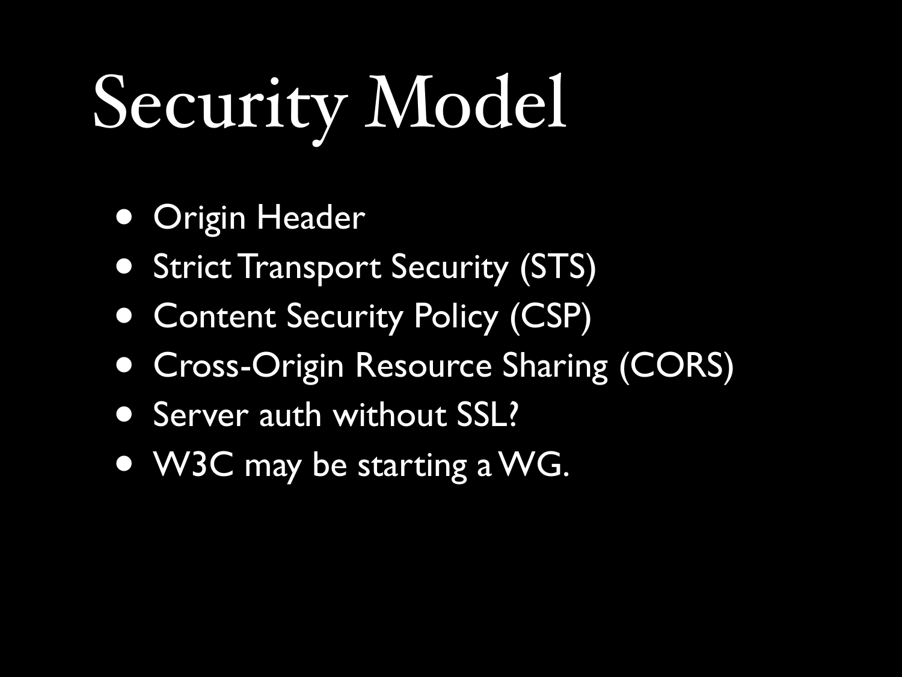# Security Model

- Origin Header
- Strict Transport Security (STS)
- Content Security Policy (CSP)
- Cross-Origin Resource Sharing (CORS)
- Server auth without SSL?
- W3C may be starting a WG.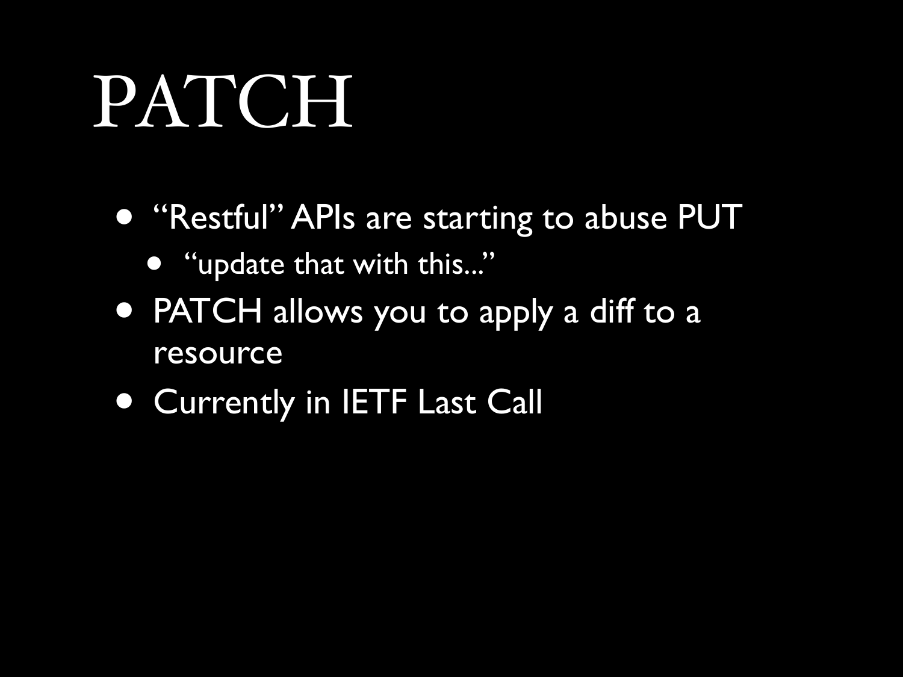# PATCH

- “Restful” APIs are starting to abuse PUT
  - “update that with this...”
- PATCH allows you to apply a diff to a resource
- Currently in IETF Last Call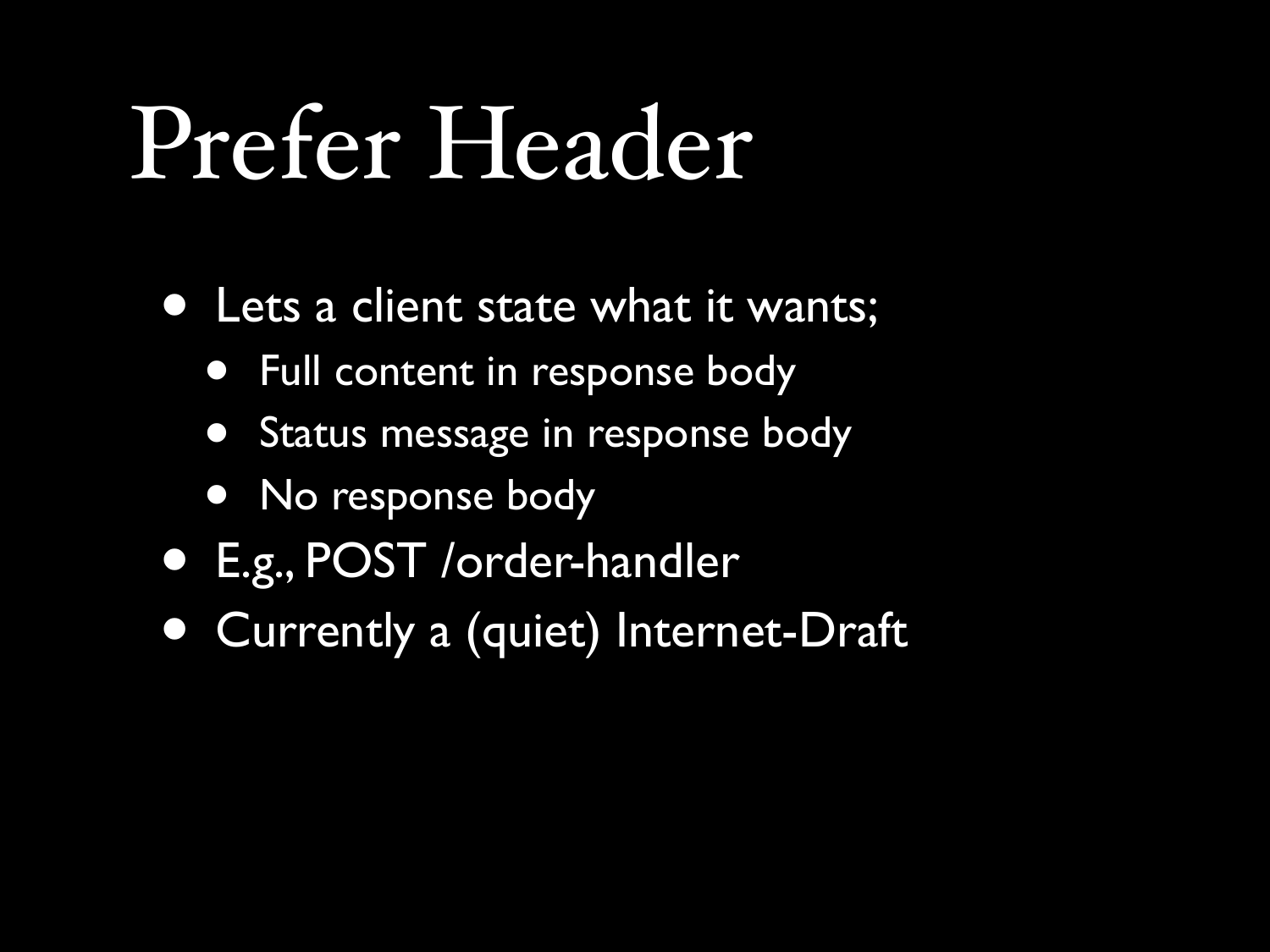# Prefer Header

- Lets a client state what it wants;
  - Full content in response body
  - Status message in response body
  - No response body
- E.g., POST /order-handler
- Currently a (quiet) Internet-Draft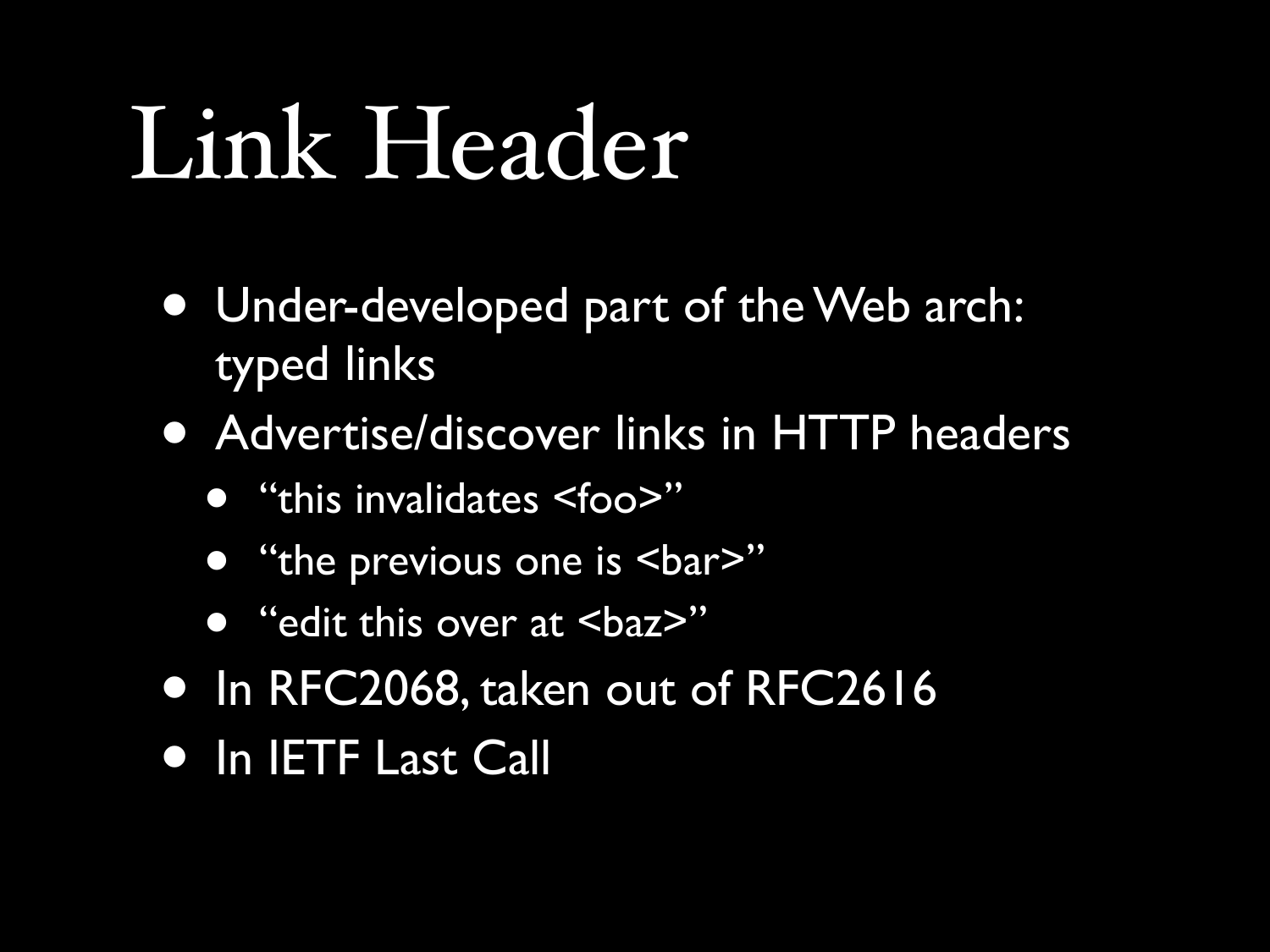# Link Header

- Under-developed part of the Web arch: typed links
- Advertise/discover links in HTTP headers
  - “this invalidates <foo>”
  - “the previous one is <bar>”
  - “edit this over at <baz>”
- In RFC2068, taken out of RFC2616
- In IETF Last Call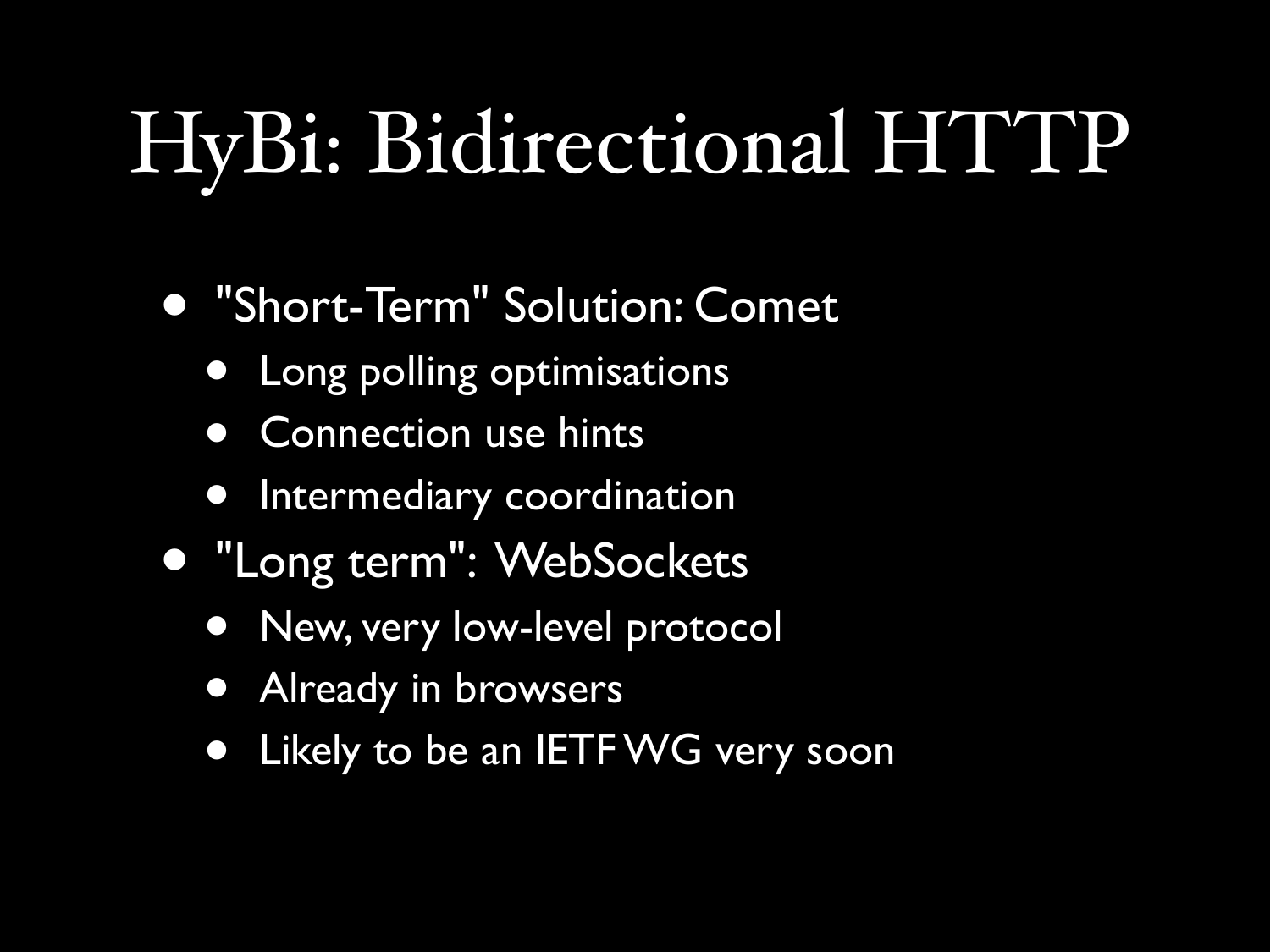# HyBi: Bidirectional HTTP

- "Short-Term" Solution: Comet
  - Long polling optimisations
  - Connection use hints
  - Intermediary coordination
- "Long term": WebSockets
  - New, very low-level protocol
  - Already in browsers
  - Likely to be an IETF WG very soon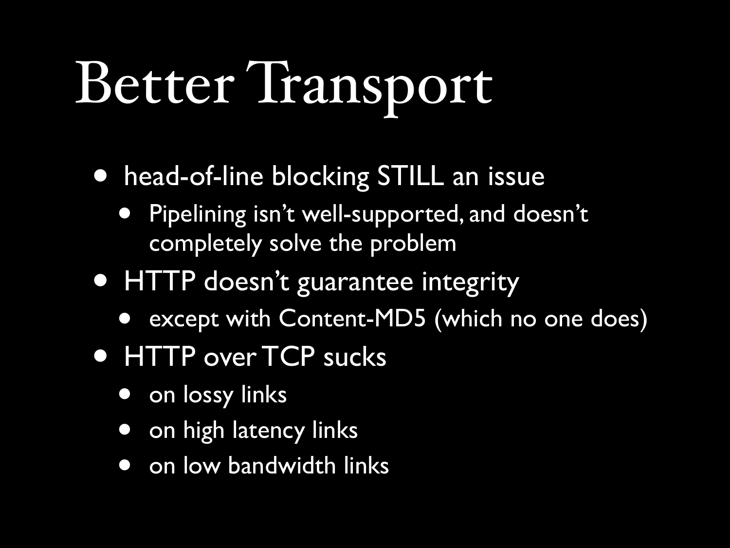# Better Transport

- head-of-line blocking STILL an issue
  - Pipelining isn't well-supported, and doesn't completely solve the problem
- HTTP doesn't guarantee integrity
  - except with Content-MD5 (which no one does)
- HTTP over TCP sucks
  - on lossy links
  - on high latency links
  - on low bandwidth links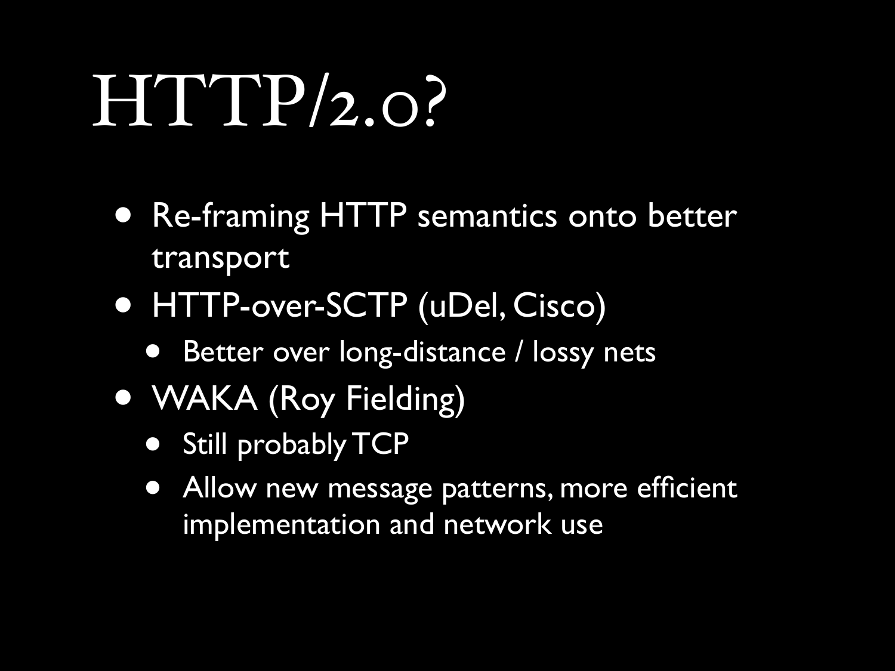# HTTP/2.0?

- Re-framing HTTP semantics onto better transport
- HTTP-over-SCTP (uDel, Cisco)
  - Better over long-distance / lossy nets
- WAKA (Roy Fielding)
  - Still probably TCP
  - Allow new message patterns, more efficient implementation and network use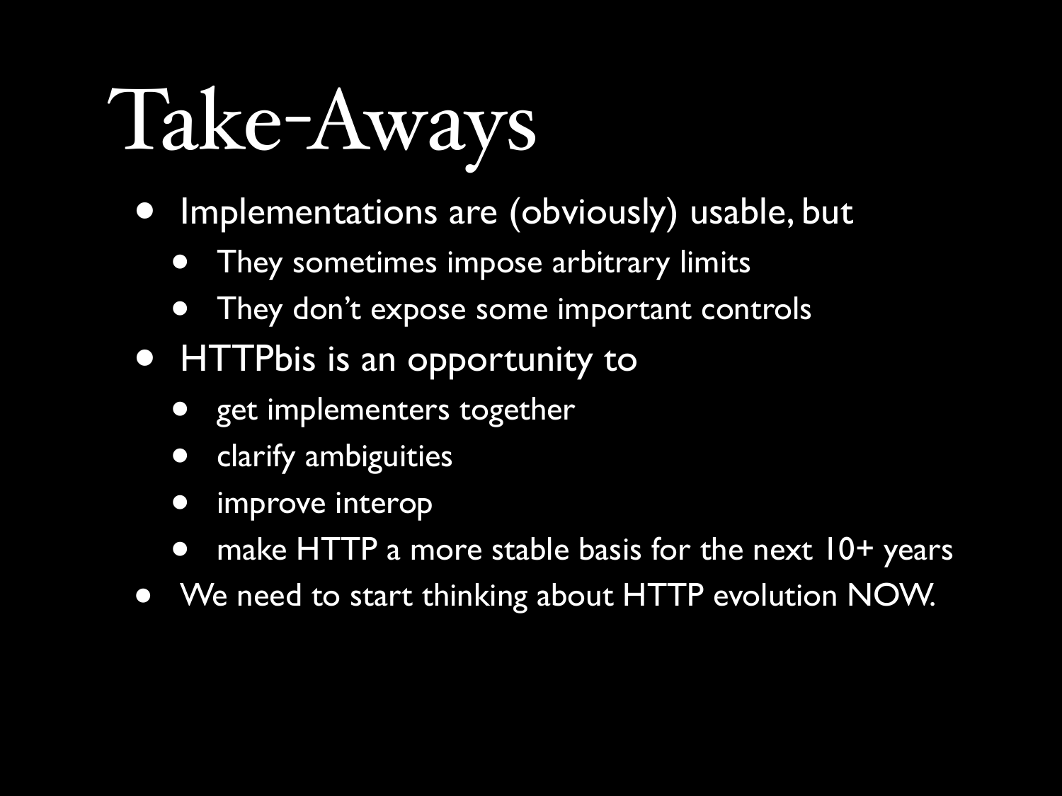# Take-Aways

- Implementations are (obviously) usable, but
  - They sometimes impose arbitrary limits
  - They don't expose some important controls
- HTTPbis is an opportunity to
  - get implementers together
  - clarify ambiguities
  - improve interop
  - make HTTP a more stable basis for the next 10+ years
- We need to start thinking about HTTP evolution NOW.